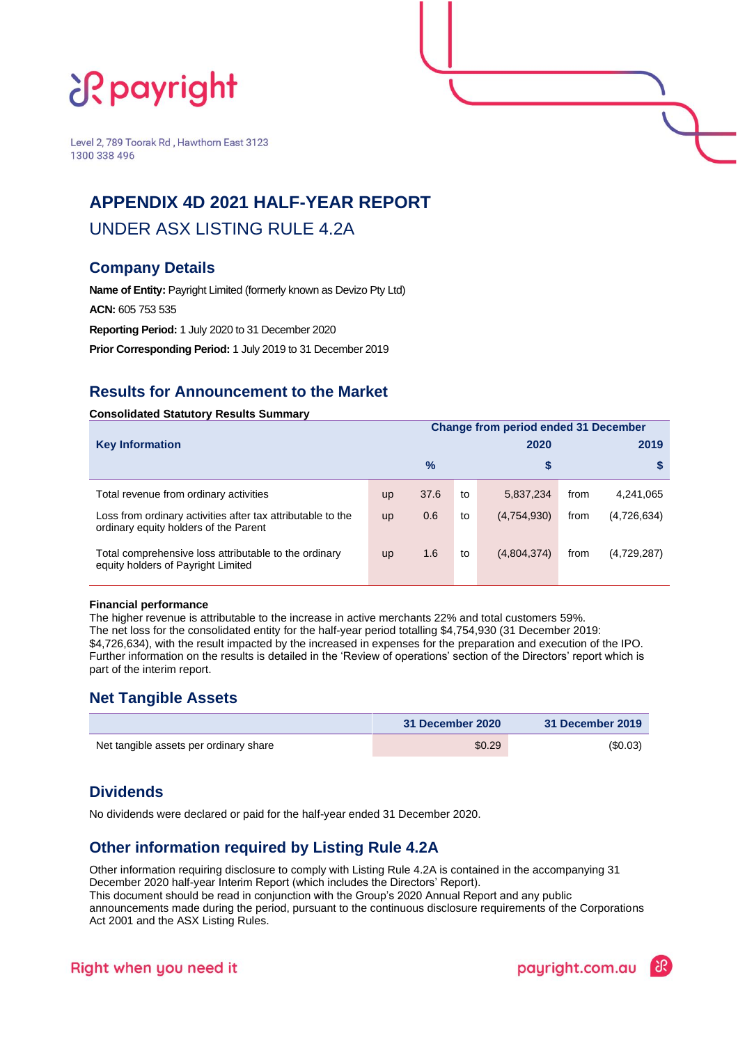payright

Level 2, 789 Toorak Rd , Hawthorn East 3123
1300 338 496

# APPENDIX 4D 2021 HALF-YEAR REPORT

## UNDER ASX LISTING RULE 4.2A

## Company Details

**Name of Entity:** Payright Limited (formerly known as Devizo Pty Ltd)

**ACN:** 605 753 535

**Reporting Period:** 1 July 2020 to 31 December 2020

**Prior Corresponding Period:** 1 July 2019 to 31 December 2019

## Results for Announcement to the Market

**Consolidated Statutory Results Summary**

| Key Information | Change from period ended 31 December | | | | | |
|---|---|---|---|---|---|---|
| | | | | 2020 | | 2019 |
| | | % | | $ | | $ |
| Total revenue from ordinary activities | up | 37.6 | to | 5,837,234 | from | 4,241,065 |
| Loss from ordinary activities after tax attributable to the ordinary equity holders of the Parent | up | 0.6 | to | (4,754,930) | from | (4,726,634) |
| Total comprehensive loss attributable to the ordinary equity holders of Payright Limited | up | 1.6 | to | (4,804,374) | from | (4,729,287) |

**Financial performance**

The higher revenue is attributable to the increase in active merchants 22% and total customers 59%.
The net loss for the consolidated entity for the half-year period totalling $4,754,930 (31 December 2019: $4,726,634), with the result impacted by the increased in expenses for the preparation and execution of the IPO.
Further information on the results is detailed in the 'Review of operations' section of the Directors' report which is part of the interim report.

## Net Tangible Assets

| | 31 December 2020 | 31 December 2019 |
|---|---|---|
| Net tangible assets per ordinary share | $0.29 | ($0.03) |

## Dividends

No dividends were declared or paid for the half-year ended 31 December 2020.

## Other information required by Listing Rule 4.2A

Other information requiring disclosure to comply with Listing Rule 4.2A is contained in the accompanying 31 December 2020 half-year Interim Report (which includes the Directors' Report).
This document should be read in conjunction with the Group's 2020 Annual Report and any public announcements made during the period, pursuant to the continuous disclosure requirements of the Corporations Act 2001 and the ASX Listing Rules.

Right when you need it

payright.com.au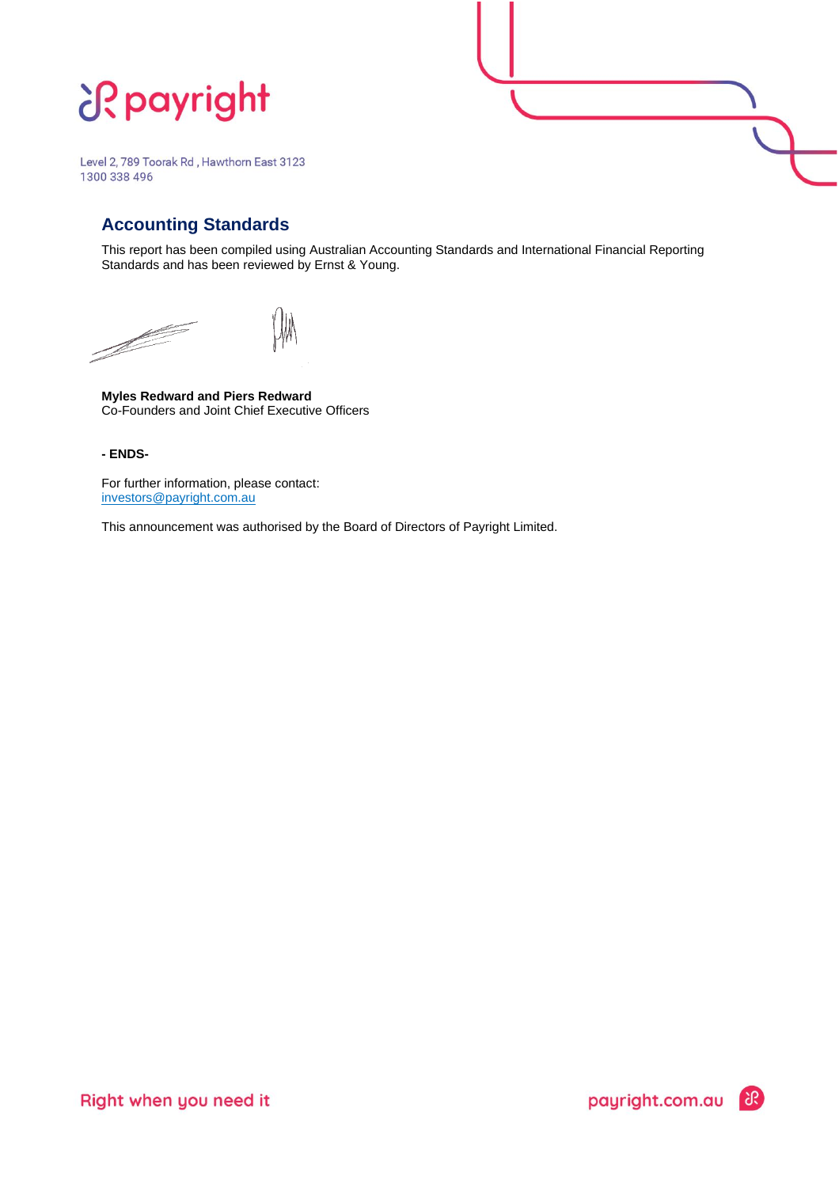Level 2, 789 Toorak Rd , Hawthorn East 3123
1300 338 496

## Accounting Standards

This report has been compiled using Australian Accounting Standards and International Financial Reporting Standards and has been reviewed by Ernst & Young.

**Myles Redward and Piers Redward**
Co-Founders and Joint Chief Executive Officers

**- ENDS-**

For further information, please contact:
investors@payright.com.au

This announcement was authorised by the Board of Directors of Payright Limited.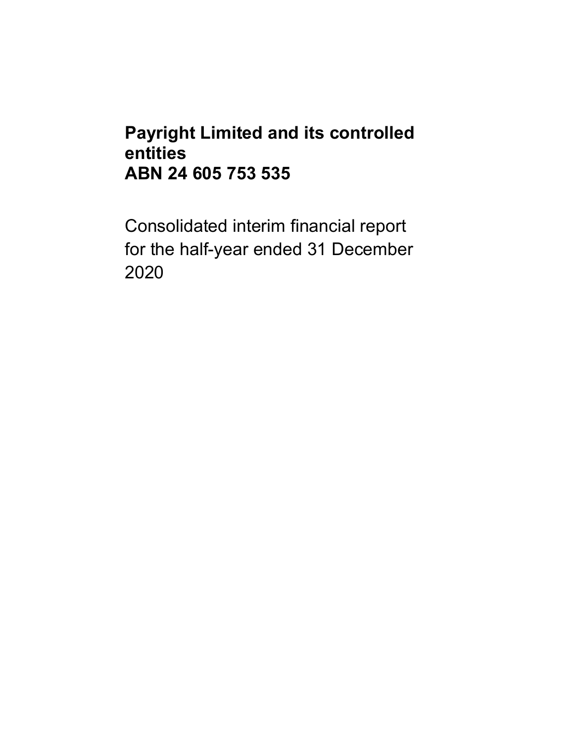# Payright Limited and its controlled entities
# ABN 24 605 753 535

Consolidated interim financial report for the half-year ended 31 December 2020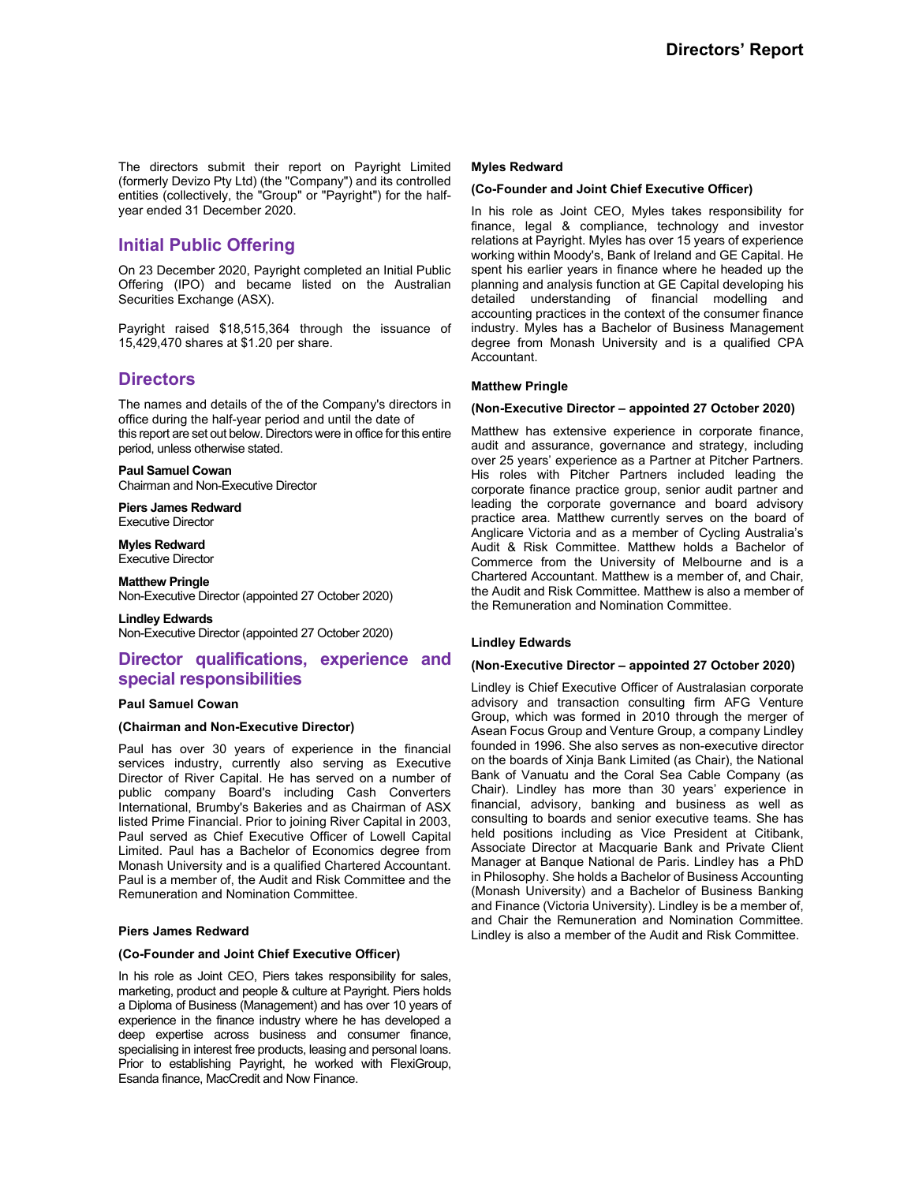# Directors' Report

The directors submit their report on Payright Limited (formerly Devizo Pty Ltd) (the "Company") and its controlled entities (collectively, the "Group" or "Payright") for the half-year ended 31 December 2020.

## Initial Public Offering

On 23 December 2020, Payright completed an Initial Public Offering (IPO) and became listed on the Australian Securities Exchange (ASX).

Payright raised $18,515,364 through the issuance of 15,429,470 shares at $1.20 per share.

## Directors

The names and details of the of the Company's directors in office during the half-year period and until the date of this report are set out below. Directors were in office for this entire period, unless otherwise stated.

**Paul Samuel Cowan**
Chairman and Non-Executive Director

**Piers James Redward**
Executive Director

**Myles Redward**
Executive Director

**Matthew Pringle**
Non-Executive Director (appointed 27 October 2020)

**Lindley Edwards**
Non-Executive Director (appointed 27 October 2020)

## Director qualifications, experience and special responsibilities

**Paul Samuel Cowan**

**(Chairman and Non-Executive Director)**

Paul has over 30 years of experience in the financial services industry, currently also serving as Executive Director of River Capital. He has served on a number of public company Board's including Cash Converters International, Brumby's Bakeries and as Chairman of ASX listed Prime Financial. Prior to joining River Capital in 2003, Paul served as Chief Executive Officer of Lowell Capital Limited. Paul has a Bachelor of Economics degree from Monash University and is a qualified Chartered Accountant. Paul is a member of, the Audit and Risk Committee and the Remuneration and Nomination Committee.

**Piers James Redward**

**(Co-Founder and Joint Chief Executive Officer)**

In his role as Joint CEO, Piers takes responsibility for sales, marketing, product and people & culture at Payright. Piers holds a Diploma of Business (Management) and has over 10 years of experience in the finance industry where he has developed a deep expertise across business and consumer finance, specialising in interest free products, leasing and personal loans. Prior to establishing Payright, he worked with FlexiGroup, Esanda finance, MacCredit and Now Finance.

**Myles Redward**

**(Co-Founder and Joint Chief Executive Officer)**

In his role as Joint CEO, Myles takes responsibility for finance, legal & compliance, technology and investor relations at Payright. Myles has over 15 years of experience working within Moody's, Bank of Ireland and GE Capital. He spent his earlier years in finance where he headed up the planning and analysis function at GE Capital developing his detailed understanding of financial modelling and accounting practices in the context of the consumer finance industry. Myles has a Bachelor of Business Management degree from Monash University and is a qualified CPA Accountant.

**Matthew Pringle**

**(Non-Executive Director – appointed 27 October 2020)**

Matthew has extensive experience in corporate finance, audit and assurance, governance and strategy, including over 25 years' experience as a Partner at Pitcher Partners. His roles with Pitcher Partners included leading the corporate finance practice group, senior audit partner and leading the corporate governance and board advisory practice area. Matthew currently serves on the board of Anglicare Victoria and as a member of Cycling Australia's Audit & Risk Committee. Matthew holds a Bachelor of Commerce from the University of Melbourne and is a Chartered Accountant. Matthew is a member of, and Chair, the Audit and Risk Committee. Matthew is also a member of the Remuneration and Nomination Committee.

**Lindley Edwards**

**(Non-Executive Director – appointed 27 October 2020)**

Lindley is Chief Executive Officer of Australasian corporate advisory and transaction consulting firm AFG Venture Group, which was formed in 2010 through the merger of Asean Focus Group and Venture Group, a company Lindley founded in 1996. She also serves as non-executive director on the boards of Xinja Bank Limited (as Chair), the National Bank of Vanuatu and the Coral Sea Cable Company (as Chair). Lindley has more than 30 years' experience in financial, advisory, banking and business as well as consulting to boards and senior executive teams. She has held positions including as Vice President at Citibank, Associate Director at Macquarie Bank and Private Client Manager at Banque National de Paris. Lindley has a PhD in Philosophy. She holds a Bachelor of Business Accounting (Monash University) and a Bachelor of Business Banking and Finance (Victoria University). Lindley is be a member of, and Chair the Remuneration and Nomination Committee. Lindley is also a member of the Audit and Risk Committee.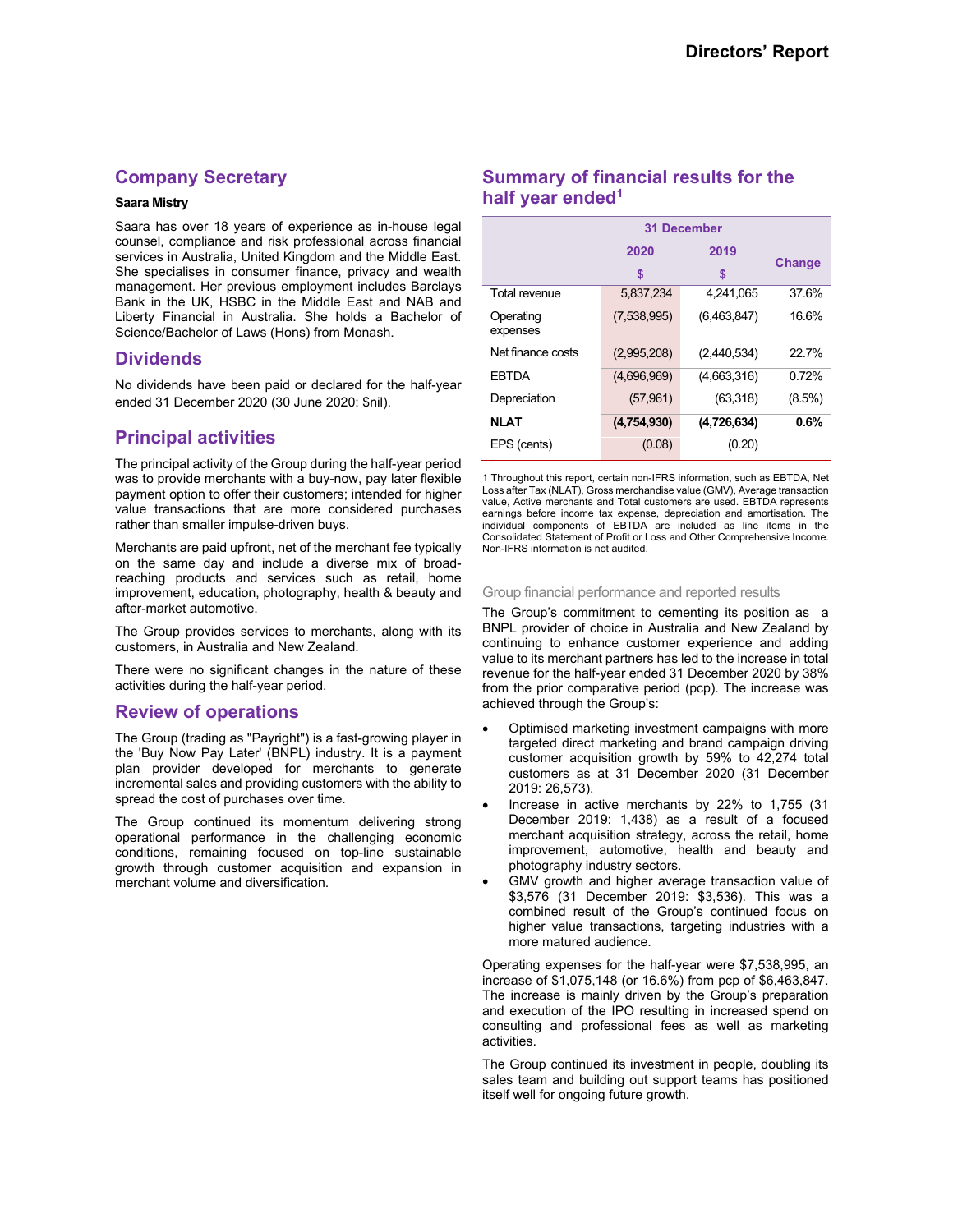## Company Secretary

**Saara Mistry**

Saara has over 18 years of experience as in-house legal counsel, compliance and risk professional across financial services in Australia, United Kingdom and the Middle East. She specialises in consumer finance, privacy and wealth management. Her previous employment includes Barclays Bank in the UK, HSBC in the Middle East and NAB and Liberty Financial in Australia. She holds a Bachelor of Science/Bachelor of Laws (Hons) from Monash.

## Dividends

No dividends have been paid or declared for the half-year ended 31 December 2020 (30 June 2020: $nil).

## Principal activities

The principal activity of the Group during the half-year period was to provide merchants with a buy-now, pay later flexible payment option to offer their customers; intended for higher value transactions that are more considered purchases rather than smaller impulse-driven buys.

Merchants are paid upfront, net of the merchant fee typically on the same day and include a diverse mix of broad-reaching products and services such as retail, home improvement, education, photography, health & beauty and after-market automotive.

The Group provides services to merchants, along with its customers, in Australia and New Zealand.

There were no significant changes in the nature of these activities during the half-year period.

## Review of operations

The Group (trading as "Payright") is a fast-growing player in the 'Buy Now Pay Later' (BNPL) industry. It is a payment plan provider developed for merchants to generate incremental sales and providing customers with the ability to spread the cost of purchases over time.

The Group continued its momentum delivering strong operational performance in the challenging economic conditions, remaining focused on top-line sustainable growth through customer acquisition and expansion in merchant volume and diversification.

## Summary of financial results for the half year ended[1]

| | 31 December | | |
|---|---|---|---|
| | 2020 | 2019 | Change |
| | $ | $ | |
| Total revenue | 5,837,234 | 4,241,065 | 37.6% |
| Operating expenses | (7,538,995) | (6,463,847) | 16.6% |
| Net finance costs | (2,995,208) | (2,440,534) | 22.7% |
| EBTDA | (4,696,969) | (4,663,316) | 0.72% |
| Depreciation | (57,961) | (63,318) | (8.5%) |
| **NLAT** | **(4,754,930)** | **(4,726,634)** | **0.6%** |
| EPS (cents) | (0.08) | (0.20) | |

1 Throughout this report, certain non-IFRS information, such as EBTDA, Net Loss after Tax (NLAT), Gross merchandise value (GMV), Average transaction value, Active merchants and Total customers are used. EBTDA represents earnings before income tax expense, depreciation and amortisation. The individual components of EBTDA are included as line items in the Consolidated Statement of Profit or Loss and Other Comprehensive Income. Non-IFRS information is not audited.

### Group financial performance and reported results

The Group's commitment to cementing its position as a BNPL provider of choice in Australia and New Zealand by continuing to enhance customer experience and adding value to its merchant partners has led to the increase in total revenue for the half-year ended 31 December 2020 by 38% from the prior comparative period (pcp). The increase was achieved through the Group's:

- Optimised marketing investment campaigns with more targeted direct marketing and brand campaign driving customer acquisition growth by 59% to 42,274 total customers as at 31 December 2020 (31 December 2019: 26,573).
- Increase in active merchants by 22% to 1,755 (31 December 2019: 1,438) as a result of a focused merchant acquisition strategy, across the retail, home improvement, automotive, health and beauty and photography industry sectors.
- GMV growth and higher average transaction value of $3,576 (31 December 2019: $3,536). This was a combined result of the Group's continued focus on higher value transactions, targeting industries with a more matured audience.

Operating expenses for the half-year were $7,538,995, an increase of $1,075,148 (or 16.6%) from pcp of $6,463,847. The increase is mainly driven by the Group's preparation and execution of the IPO resulting in increased spend on consulting and professional fees as well as marketing activities.

The Group continued its investment in people, doubling its sales team and building out support teams has positioned itself well for ongoing future growth.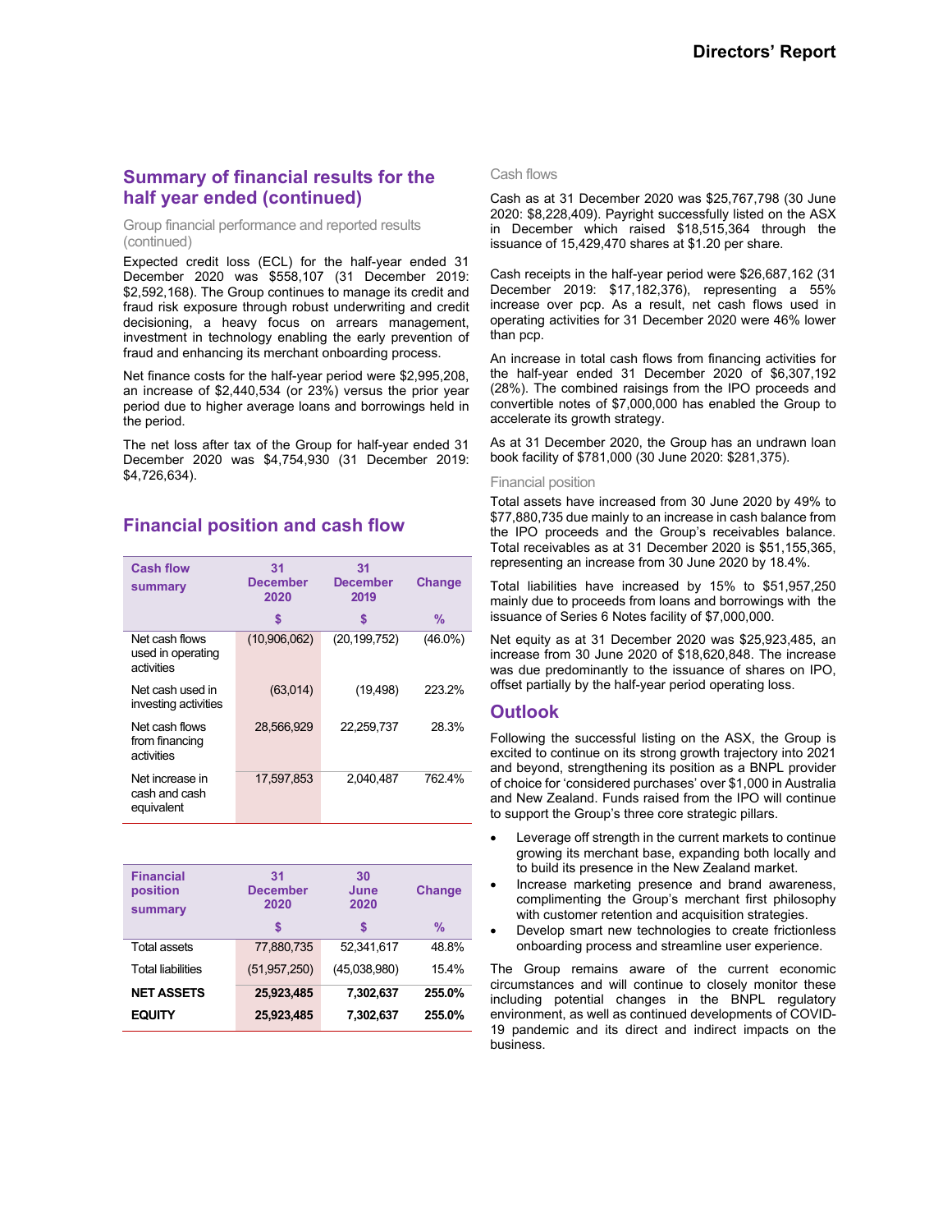## Summary of financial results for the half year ended (continued)

### Group financial performance and reported results (continued)

Expected credit loss (ECL) for the half-year ended 31 December 2020 was $558,107 (31 December 2019: $2,592,168). The Group continues to manage its credit and fraud risk exposure through robust underwriting and credit decisioning, a heavy focus on arrears management, investment in technology enabling the early prevention of fraud and enhancing its merchant onboarding process.

Net finance costs for the half-year period were $2,995,208, an increase of $2,440,534 (or 23%) versus the prior year period due to higher average loans and borrowings held in the period.

The net loss after tax of the Group for half-year ended 31 December 2020 was $4,754,930 (31 December 2019: $4,726,634).

## Financial position and cash flow

| Cash flow summary | 31 December 2020 | 31 December 2019 | Change |
|---|---|---|---|
| | $ | $ | % |
| Net cash flows used in operating activities | (10,906,062) | (20,199,752) | (46.0%) |
| Net cash used in investing activities | (63,014) | (19,498) | 223.2% |
| Net cash flows from financing activities | 28,566,929 | 22,259,737 | 28.3% |
| Net increase in cash and cash equivalent | 17,597,853 | 2,040,487 | 762.4% |

| Financial position summary | 31 December 2020 | 30 June 2020 | Change |
|---|---|---|---|
| | $ | $ | % |
| Total assets | 77,880,735 | 52,341,617 | 48.8% |
| Total liabilities | (51,957,250) | (45,038,980) | 15.4% |
| **NET ASSETS** | **25,923,485** | **7,302,637** | **255.0%** |
| **EQUITY** | **25,923,485** | **7,302,637** | **255.0%** |

### Cash flows

Cash as at 31 December 2020 was $25,767,798 (30 June 2020: $8,228,409). Payright successfully listed on the ASX in December which raised $18,515,364 through the issuance of 15,429,470 shares at $1.20 per share.

Cash receipts in the half-year period were $26,687,162 (31 December 2019: $17,182,376), representing a 55% increase over pcp. As a result, net cash flows used in operating activities for 31 December 2020 were 46% lower than pcp.

An increase in total cash flows from financing activities for the half-year ended 31 December 2020 of $6,307,192 (28%). The combined raisings from the IPO proceeds and convertible notes of $7,000,000 has enabled the Group to accelerate its growth strategy.

As at 31 December 2020, the Group has an undrawn loan book facility of $781,000 (30 June 2020: $281,375).

### Financial position

Total assets have increased from 30 June 2020 by 49% to $77,880,735 due mainly to an increase in cash balance from the IPO proceeds and the Group's receivables balance. Total receivables as at 31 December 2020 is $51,155,365, representing an increase from 30 June 2020 by 18.4%.

Total liabilities have increased by 15% to $51,957,250 mainly due to proceeds from loans and borrowings with the issuance of Series 6 Notes facility of $7,000,000.

Net equity as at 31 December 2020 was $25,923,485, an increase from 30 June 2020 of $18,620,848. The increase was due predominantly to the issuance of shares on IPO, offset partially by the half-year period operating loss.

## Outlook

Following the successful listing on the ASX, the Group is excited to continue on its strong growth trajectory into 2021 and beyond, strengthening its position as a BNPL provider of choice for 'considered purchases' over $1,000 in Australia and New Zealand. Funds raised from the IPO will continue to support the Group's three core strategic pillars.

- Leverage off strength in the current markets to continue growing its merchant base, expanding both locally and to build its presence in the New Zealand market.
- Increase marketing presence and brand awareness, complimenting the Group's merchant first philosophy with customer retention and acquisition strategies.
- Develop smart new technologies to create frictionless onboarding process and streamline user experience.

The Group remains aware of the current economic circumstances and will continue to closely monitor these including potential changes in the BNPL regulatory environment, as well as continued developments of COVID-19 pandemic and its direct and indirect impacts on the business.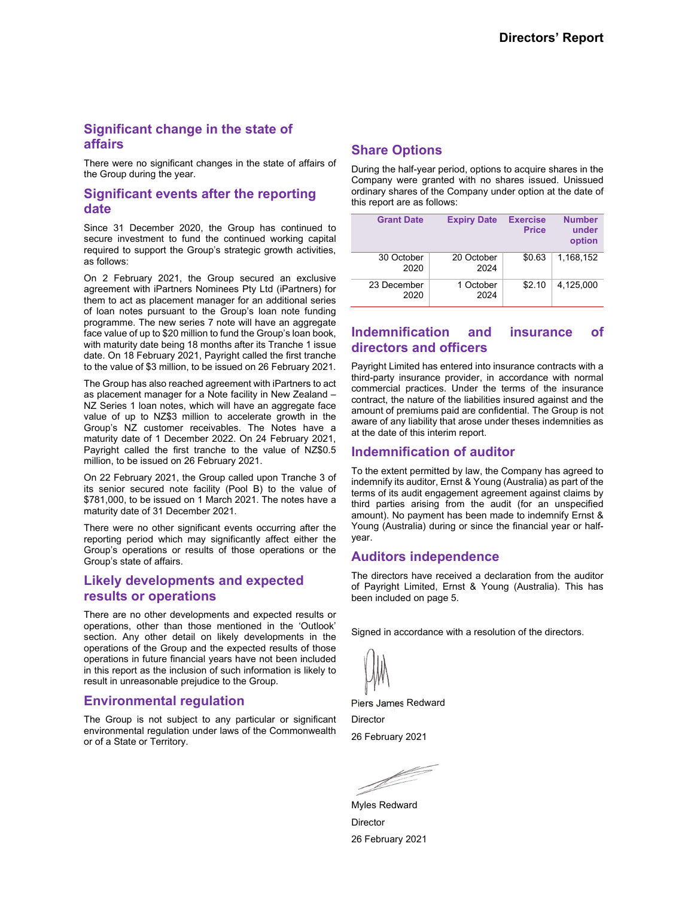## Significant change in the state of affairs

There were no significant changes in the state of affairs of the Group during the year.

## Significant events after the reporting date

Since 31 December 2020, the Group has continued to secure investment to fund the continued working capital required to support the Group's strategic growth activities, as follows:

On 2 February 2021, the Group secured an exclusive agreement with iPartners Nominees Pty Ltd (iPartners) for them to act as placement manager for an additional series of loan notes pursuant to the Group's loan note funding programme. The new series 7 note will have an aggregate face value of up to $20 million to fund the Group's loan book, with maturity date being 18 months after its Tranche 1 issue date. On 18 February 2021, Payright called the first tranche to the value of $3 million, to be issued on 26 February 2021.

The Group has also reached agreement with iPartners to act as placement manager for a Note facility in New Zealand – NZ Series 1 loan notes, which will have an aggregate face value of up to NZ$3 million to accelerate growth in the Group's NZ customer receivables. The Notes have a maturity date of 1 December 2022. On 24 February 2021, Payright called the first tranche to the value of NZ$0.5 million, to be issued on 26 February 2021.

On 22 February 2021, the Group called upon Tranche 3 of its senior secured note facility (Pool B) to the value of $781,000, to be issued on 1 March 2021. The notes have a maturity date of 31 December 2021.

There were no other significant events occurring after the reporting period which may significantly affect either the Group's operations or results of those operations or the Group's state of affairs.

## Likely developments and expected results or operations

There are no other developments and expected results or operations, other than those mentioned in the 'Outlook' section. Any other detail on likely developments in the operations of the Group and the expected results of those operations in future financial years have not been included in this report as the inclusion of such information is likely to result in unreasonable prejudice to the Group.

## Environmental regulation

The Group is not subject to any particular or significant environmental regulation under laws of the Commonwealth or of a State or Territory.

## Share Options

During the half-year period, options to acquire shares in the Company were granted with no shares issued. Unissued ordinary shares of the Company under option at the date of this report are as follows:

| Grant Date | Expiry Date | Exercise Price | Number under option |
|---|---|---|---|
| 30 October 2020 | 20 October 2024 | $0.63 | 1,168,152 |
| 23 December 2020 | 1 October 2024 | $2.10 | 4,125,000 |

## Indemnification and insurance of directors and officers

Payright Limited has entered into insurance contracts with a third-party insurance provider, in accordance with normal commercial practices. Under the terms of the insurance contract, the nature of the liabilities insured against and the amount of premiums paid are confidential. The Group is not aware of any liability that arose under theses indemnities as at the date of this interim report.

## Indemnification of auditor

To the extent permitted by law, the Company has agreed to indemnify its auditor, Ernst & Young (Australia) as part of the terms of its audit engagement agreement against claims by third parties arising from the audit (for an unspecified amount). No payment has been made to indemnify Ernst & Young (Australia) during or since the financial year or half-year.

## Auditors independence

The directors have received a declaration from the auditor of Payright Limited, Ernst & Young (Australia). This has been included on page 5.

Signed in accordance with a resolution of the directors.

Piers James Redward

Director

26 February 2021

Myles Redward

Director

26 February 2021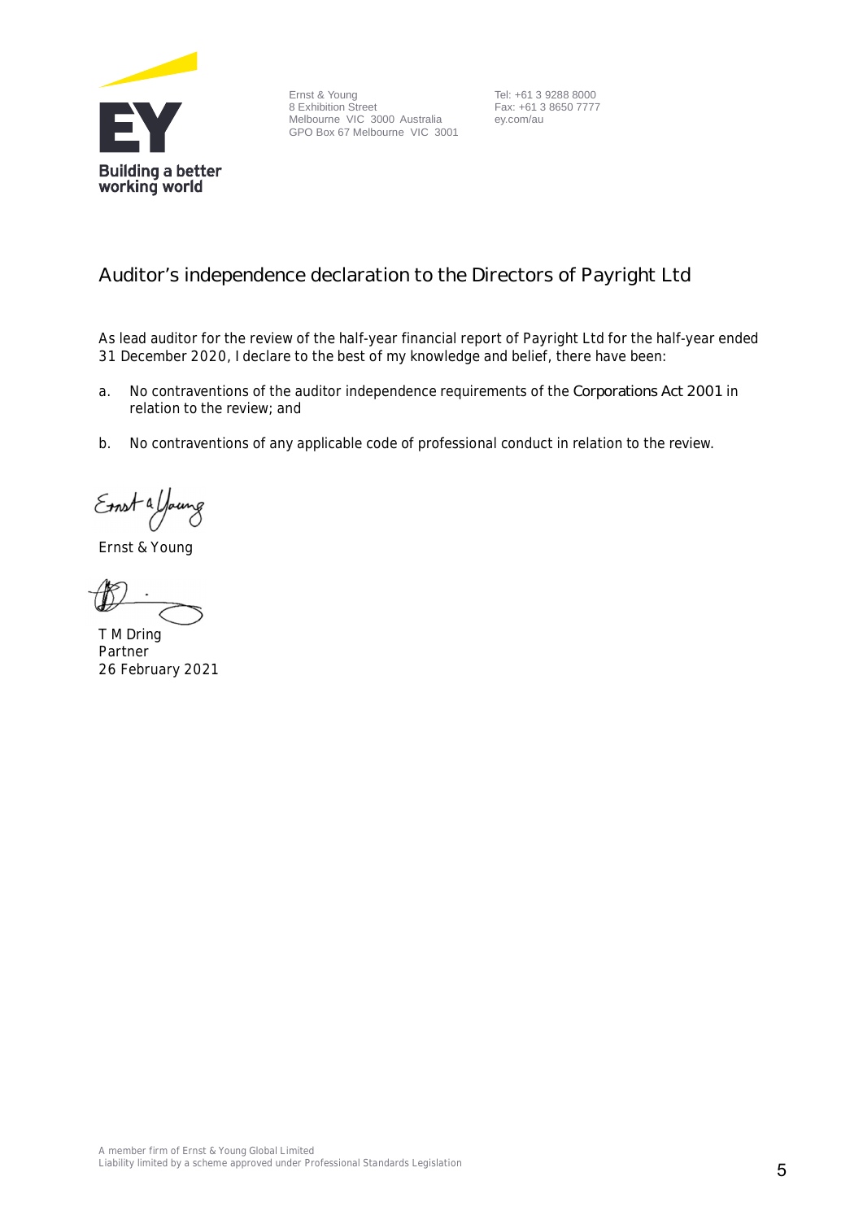Ernst & Young
8 Exhibition Street
Melbourne VIC 3000 Australia
GPO Box 67 Melbourne VIC 3001

Tel: +61 3 9288 8000
Fax: +61 3 8650 7777
ey.com/au

# Auditor's independence declaration to the Directors of Payright Ltd

As lead auditor for the review of the half-year financial report of Payright Ltd for the half-year ended 31 December 2020, I declare to the best of my knowledge and belief, there have been:

a. No contraventions of the auditor independence requirements of the *Corporations Act 2001* in relation to the review; and

b. No contraventions of any applicable code of professional conduct in relation to the review.

Ernst & Young

T M Dring
Partner
26 February 2021

A member firm of Ernst & Young Global Limited
Liability limited by a scheme approved under Professional Standards Legislation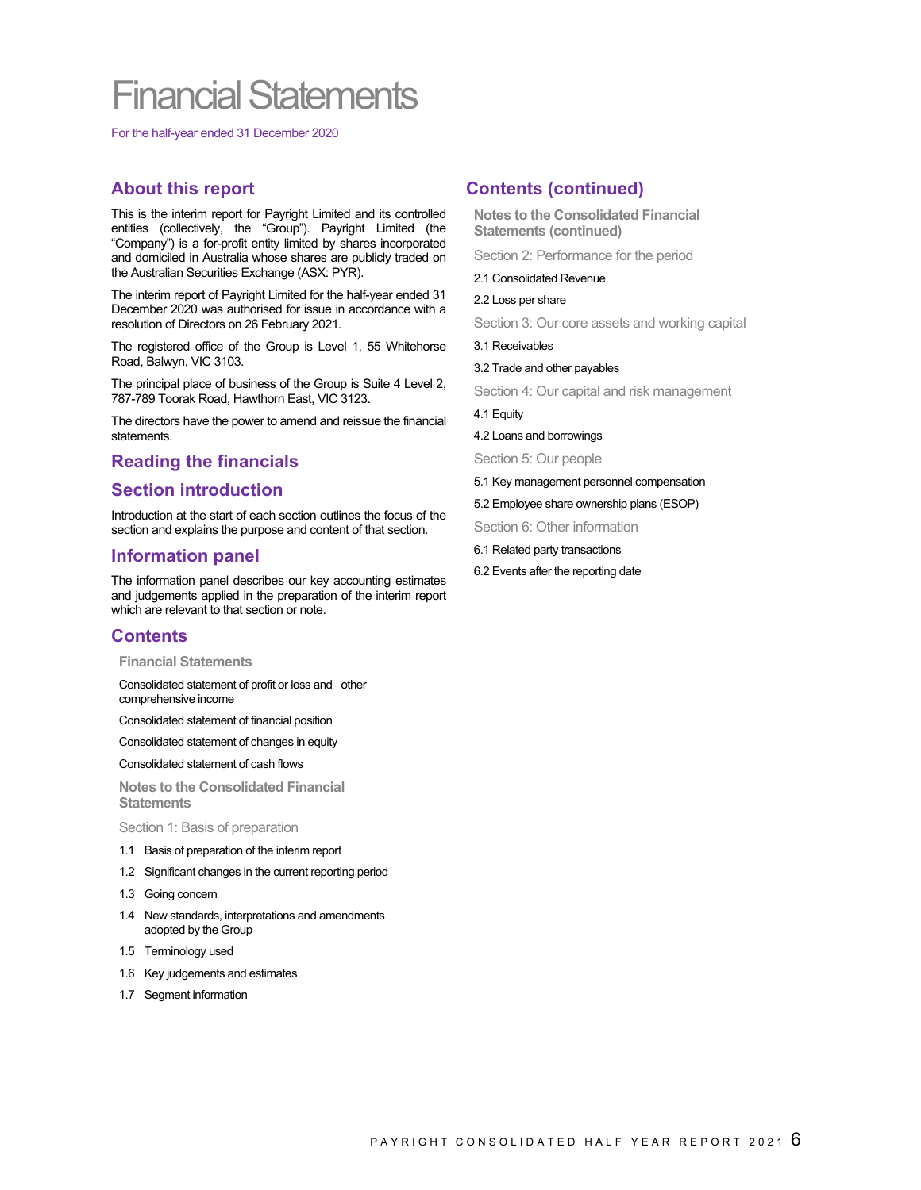# Financial Statements

For the half-year ended 31 December 2020

## About this report

This is the interim report for Payright Limited and its controlled entities (collectively, the "Group"). Payright Limited (the "Company") is a for-profit entity limited by shares incorporated and domiciled in Australia whose shares are publicly traded on the Australian Securities Exchange (ASX: PYR).

The interim report of Payright Limited for the half-year ended 31 December 2020 was authorised for issue in accordance with a resolution of Directors on 26 February 2021.

The registered office of the Group is Level 1, 55 Whitehorse Road, Balwyn, VIC 3103.

The principal place of business of the Group is Suite 4 Level 2, 787-789 Toorak Road, Hawthorn East, VIC 3123.

The directors have the power to amend and reissue the financial statements.

## Reading the financials

## Section introduction

Introduction at the start of each section outlines the focus of the section and explains the purpose and content of that section.

## Information panel

The information panel describes our key accounting estimates and judgements applied in the preparation of the interim report which are relevant to that section or note.

## Contents

**Financial Statements**

Consolidated statement of profit or loss and other comprehensive income

Consolidated statement of financial position

Consolidated statement of changes in equity

Consolidated statement of cash flows

**Notes to the Consolidated Financial Statements**

Section 1: Basis of preparation

1.1 Basis of preparation of the interim report

1.2 Significant changes in the current reporting period

1.3 Going concern

1.4 New standards, interpretations and amendments adopted by the Group

1.5 Terminology used

1.6 Key judgements and estimates

1.7 Segment information

## Contents (continued)

**Notes to the Consolidated Financial Statements (continued)**

Section 2: Performance for the period

2.1 Consolidated Revenue

2.2 Loss per share

Section 3: Our core assets and working capital

3.1 Receivables

3.2 Trade and other payables

Section 4: Our capital and risk management

4.1 Equity

4.2 Loans and borrowings

Section 5: Our people

5.1 Key management personnel compensation

5.2 Employee share ownership plans (ESOP)

Section 6: Other information

6.1 Related party transactions

6.2 Events after the reporting date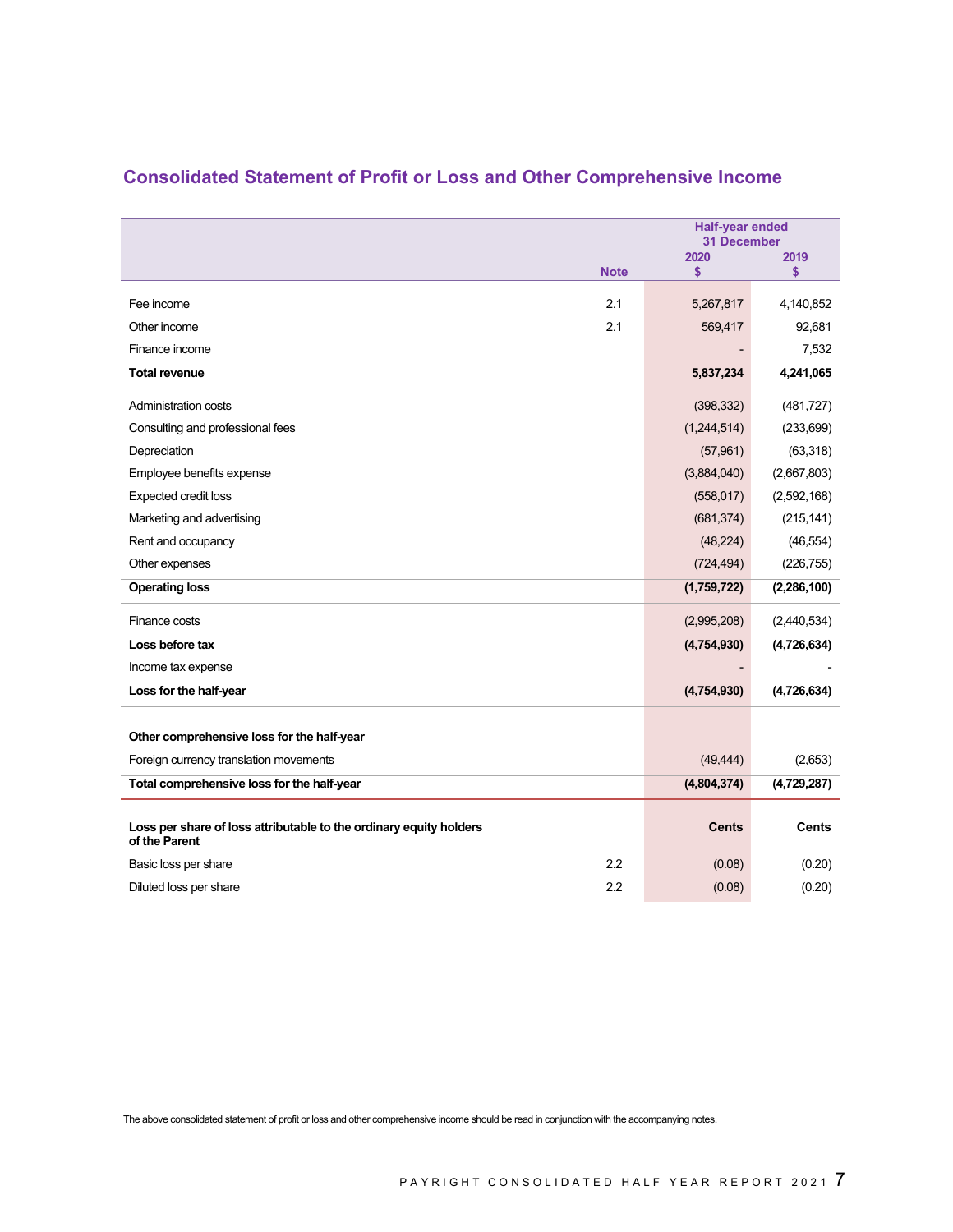## Consolidated Statement of Profit or Loss and Other Comprehensive Income

| | Note | Half-year ended 31 December 2020 $ | 2019 $ |
|---|---|---|---|
| Fee income | 2.1 | 5,267,817 | 4,140,852 |
| Other income | 2.1 | 569,417 | 92,681 |
| Finance income | | - | 7,532 |
| **Total revenue** | | **5,837,234** | **4,241,065** |
| Administration costs | | (398,332) | (481,727) |
| Consulting and professional fees | | (1,244,514) | (233,699) |
| Depreciation | | (57,961) | (63,318) |
| Employee benefits expense | | (3,884,040) | (2,667,803) |
| Expected credit loss | | (558,017) | (2,592,168) |
| Marketing and advertising | | (681,374) | (215,141) |
| Rent and occupancy | | (48,224) | (46,554) |
| Other expenses | | (724,494) | (226,755) |
| **Operating loss** | | **(1,759,722)** | **(2,286,100)** |
| Finance costs | | (2,995,208) | (2,440,534) |
| **Loss before tax** | | **(4,754,930)** | **(4,726,634)** |
| Income tax expense | | - | - |
| **Loss for the half-year** | | **(4,754,930)** | **(4,726,634)** |
| **Other comprehensive loss for the half-year** | | | |
| Foreign currency translation movements | | (49,444) | (2,653) |
| **Total comprehensive loss for the half-year** | | **(4,804,374)** | **(4,729,287)** |
| **Loss per share of loss attributable to the ordinary equity holders of the Parent** | | **Cents** | **Cents** |
| Basic loss per share | 2.2 | (0.08) | (0.20) |
| Diluted loss per share | 2.2 | (0.08) | (0.20) |

The above consolidated statement of profit or loss and other comprehensive income should be read in conjunction with the accompanying notes.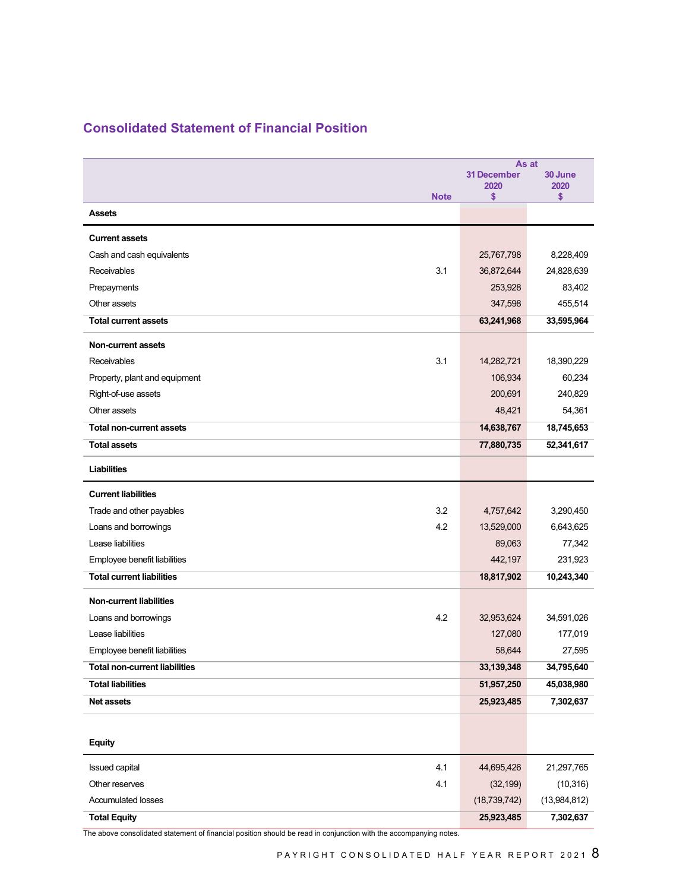## Consolidated Statement of Financial Position

| | Note | As at 31 December 2020 $ | 30 June 2020 $ |
|---|---|---|---|
| **Assets** | | | |
| **Current assets** | | | |
| Cash and cash equivalents | | 25,767,798 | 8,228,409 |
| Receivables | 3.1 | 36,872,644 | 24,828,639 |
| Prepayments | | 253,928 | 83,402 |
| Other assets | | 347,598 | 455,514 |
| **Total current assets** | | **63,241,968** | **33,595,964** |
| **Non-current assets** | | | |
| Receivables | 3.1 | 14,282,721 | 18,390,229 |
| Property, plant and equipment | | 106,934 | 60,234 |
| Right-of-use assets | | 200,691 | 240,829 |
| Other assets | | 48,421 | 54,361 |
| **Total non-current assets** | | **14,638,767** | **18,745,653** |
| **Total assets** | | **77,880,735** | **52,341,617** |
| **Liabilities** | | | |
| **Current liabilities** | | | |
| Trade and other payables | 3.2 | 4,757,642 | 3,290,450 |
| Loans and borrowings | 4.2 | 13,529,000 | 6,643,625 |
| Lease liabilities | | 89,063 | 77,342 |
| Employee benefit liabilities | | 442,197 | 231,923 |
| **Total current liabilities** | | **18,817,902** | **10,243,340** |
| **Non-current liabilities** | | | |
| Loans and borrowings | 4.2 | 32,953,624 | 34,591,026 |
| Lease liabilities | | 127,080 | 177,019 |
| Employee benefit liabilities | | 58,644 | 27,595 |
| **Total non-current liabilities** | | **33,139,348** | **34,795,640** |
| **Total liabilities** | | **51,957,250** | **45,038,980** |
| **Net assets** | | **25,923,485** | **7,302,637** |
| **Equity** | | | |
| Issued capital | 4.1 | 44,695,426 | 21,297,765 |
| Other reserves | 4.1 | (32,199) | (10,316) |
| Accumulated losses | | (18,739,742) | (13,984,812) |
| **Total Equity** | | **25,923,485** | **7,302,637** |

The above consolidated statement of financial position should be read in conjunction with the accompanying notes.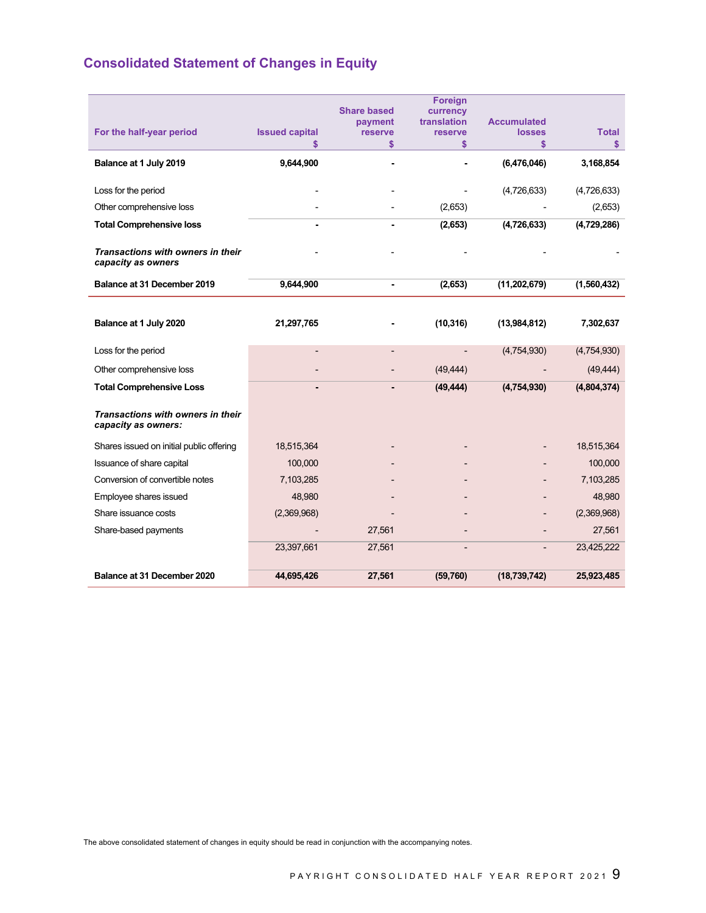## Consolidated Statement of Changes in Equity

| For the half-year period | Issued capital $ | Share based payment reserve $ | Foreign currency translation reserve $ | Accumulated losses $ | Total $ |
|---|---|---|---|---|---|
| **Balance at 1 July 2019** | **9,644,900** | **-** | **-** | **(6,476,046)** | **3,168,854** |
| Loss for the period | - | - | - | (4,726,633) | (4,726,633) |
| Other comprehensive loss | - | - | (2,653) | - | (2,653) |
| **Total Comprehensive loss** | **-** | **-** | **(2,653)** | **(4,726,633)** | **(4,729,286)** |
| ***Transactions with owners in their capacity as owners*** | - | - | - | - | - |
| **Balance at 31 December 2019** | **9,644,900** | **-** | **(2,653)** | **(11,202,679)** | **(1,560,432)** |
| **Balance at 1 July 2020** | **21,297,765** | **-** | **(10,316)** | **(13,984,812)** | **7,302,637** |
| Loss for the period | - | - | - | (4,754,930) | (4,754,930) |
| Other comprehensive loss | - | - | (49,444) | - | (49,444) |
| **Total Comprehensive Loss** | **-** | **-** | **(49,444)** | **(4,754,930)** | **(4,804,374)** |
| ***Transactions with owners in their capacity as owners:*** | | | | | |
| Shares issued on initial public offering | 18,515,364 | - | - | - | 18,515,364 |
| Issuance of share capital | 100,000 | - | - | - | 100,000 |
| Conversion of convertible notes | 7,103,285 | - | - | - | 7,103,285 |
| Employee shares issued | 48,980 | - | - | - | 48,980 |
| Share issuance costs | (2,369,968) | - | - | - | (2,369,968) |
| Share-based payments | - | 27,561 | - | - | 27,561 |
| | 23,397,661 | 27,561 | - | - | 23,425,222 |
| **Balance at 31 December 2020** | **44,695,426** | **27,561** | **(59,760)** | **(18,739,742)** | **25,923,485** |

The above consolidated statement of changes in equity should be read in conjunction with the accompanying notes.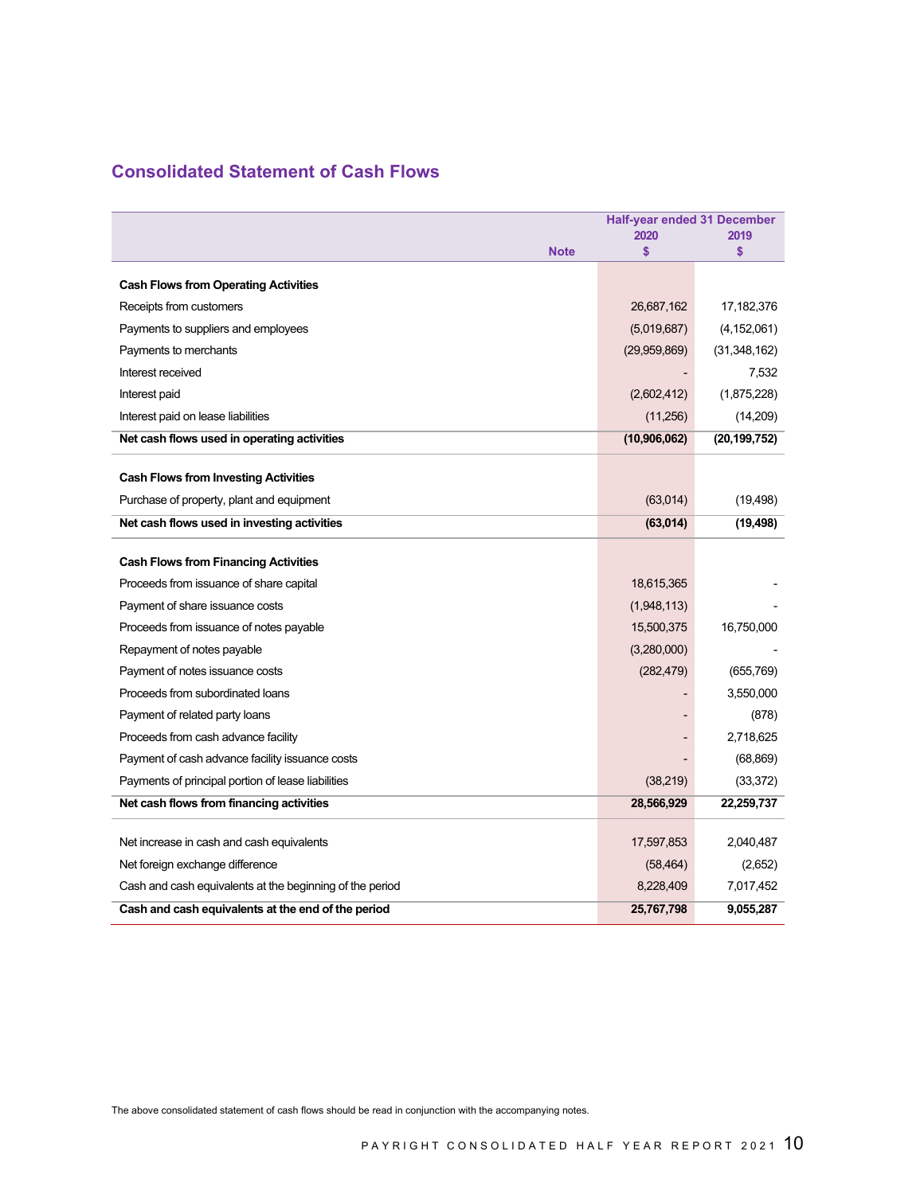## Consolidated Statement of Cash Flows

| | | Half-year ended 31 December | |
|---|---|---|---|
| | Note | 2020 $ | 2019 $ |
| **Cash Flows from Operating Activities** | | | |
| Receipts from customers | | 26,687,162 | 17,182,376 |
| Payments to suppliers and employees | | (5,019,687) | (4,152,061) |
| Payments to merchants | | (29,959,869) | (31,348,162) |
| Interest received | | - | 7,532 |
| Interest paid | | (2,602,412) | (1,875,228) |
| Interest paid on lease liabilities | | (11,256) | (14,209) |
| **Net cash flows used in operating activities** | | **(10,906,062)** | **(20,199,752)** |
| **Cash Flows from Investing Activities** | | | |
| Purchase of property, plant and equipment | | (63,014) | (19,498) |
| **Net cash flows used in investing activities** | | **(63,014)** | **(19,498)** |
| **Cash Flows from Financing Activities** | | | |
| Proceeds from issuance of share capital | | 18,615,365 | - |
| Payment of share issuance costs | | (1,948,113) | - |
| Proceeds from issuance of notes payable | | 15,500,375 | 16,750,000 |
| Repayment of notes payable | | (3,280,000) | - |
| Payment of notes issuance costs | | (282,479) | (655,769) |
| Proceeds from subordinated loans | | - | 3,550,000 |
| Payment of related party loans | | - | (878) |
| Proceeds from cash advance facility | | - | 2,718,625 |
| Payment of cash advance facility issuance costs | | - | (68,869) |
| Payments of principal portion of lease liabilities | | (38,219) | (33,372) |
| **Net cash flows from financing activities** | | **28,566,929** | **22,259,737** |
| Net increase in cash and cash equivalents | | 17,597,853 | 2,040,487 |
| Net foreign exchange difference | | (58,464) | (2,652) |
| Cash and cash equivalents at the beginning of the period | | 8,228,409 | 7,017,452 |
| **Cash and cash equivalents at the end of the period** | | **25,767,798** | **9,055,287** |

The above consolidated statement of cash flows should be read in conjunction with the accompanying notes.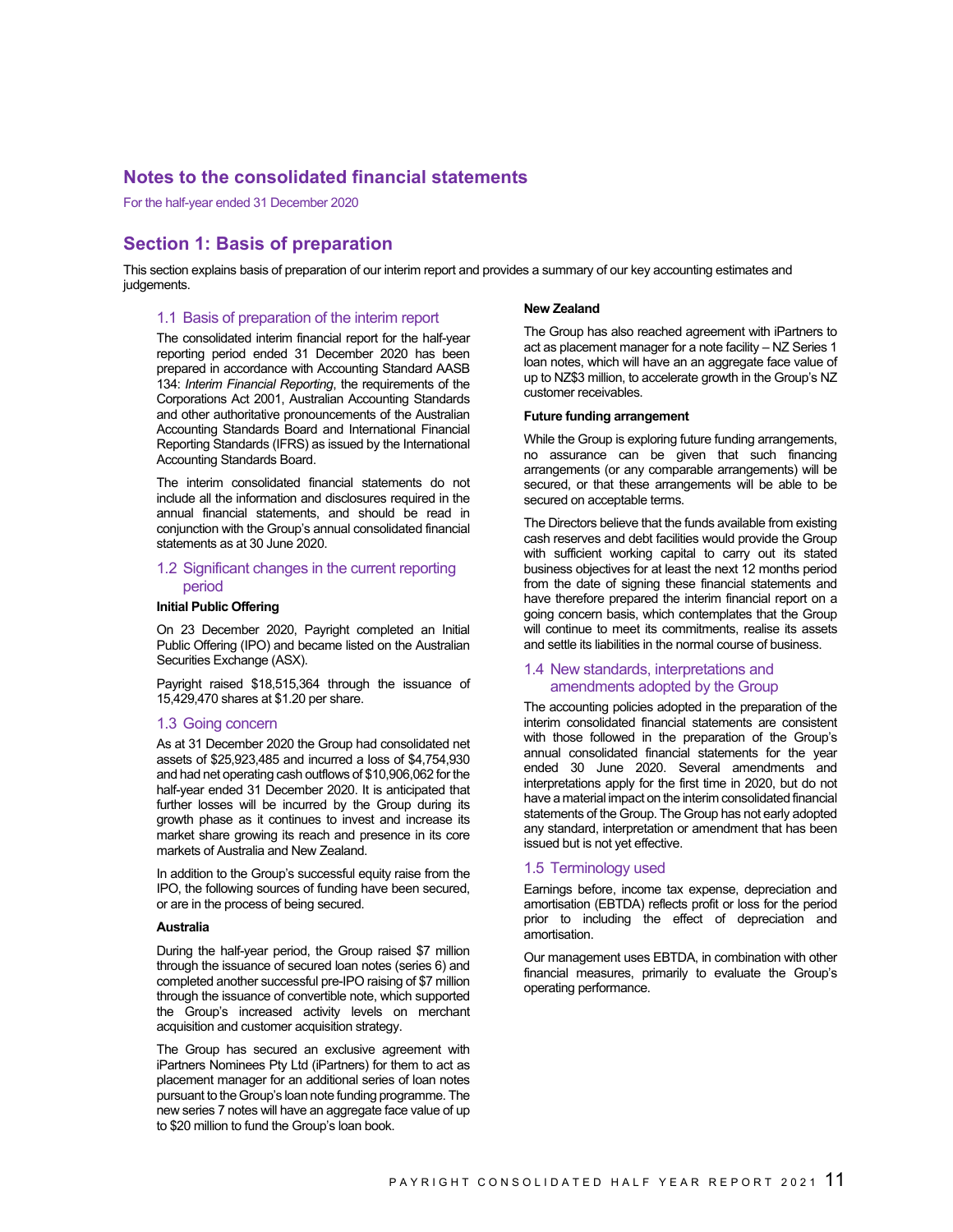# Notes to the consolidated financial statements

For the half-year ended 31 December 2020

## Section 1: Basis of preparation

This section explains basis of preparation of our interim report and provides a summary of our key accounting estimates and judgements.

### 1.1 Basis of preparation of the interim report

The consolidated interim financial report for the half-year reporting period ended 31 December 2020 has been prepared in accordance with Accounting Standard AASB 134: *Interim Financial Reporting*, the requirements of the Corporations Act 2001, Australian Accounting Standards and other authoritative pronouncements of the Australian Accounting Standards Board and International Financial Reporting Standards (IFRS) as issued by the International Accounting Standards Board.

The interim consolidated financial statements do not include all the information and disclosures required in the annual financial statements, and should be read in conjunction with the Group's annual consolidated financial statements as at 30 June 2020.

### 1.2 Significant changes in the current reporting period

**Initial Public Offering**

On 23 December 2020, Payright completed an Initial Public Offering (IPO) and became listed on the Australian Securities Exchange (ASX).

Payright raised $18,515,364 through the issuance of 15,429,470 shares at $1.20 per share.

### 1.3 Going concern

As at 31 December 2020 the Group had consolidated net assets of $25,923,485 and incurred a loss of $4,754,930 and had net operating cash outflows of $10,906,062 for the half-year ended 31 December 2020. It is anticipated that further losses will be incurred by the Group during its growth phase as it continues to invest and increase its market share growing its reach and presence in its core markets of Australia and New Zealand.

In addition to the Group's successful equity raise from the IPO, the following sources of funding have been secured, or are in the process of being secured.

**Australia**

During the half-year period, the Group raised $7 million through the issuance of secured loan notes (series 6) and completed another successful pre-IPO raising of $7 million through the issuance of convertible note, which supported the Group's increased activity levels on merchant acquisition and customer acquisition strategy.

The Group has secured an exclusive agreement with iPartners Nominees Pty Ltd (iPartners) for them to act as placement manager for an additional series of loan notes pursuant to the Group's loan note funding programme. The new series 7 notes will have an aggregate face value of up to $20 million to fund the Group's loan book.

**New Zealand**

The Group has also reached agreement with iPartners to act as placement manager for a note facility – NZ Series 1 loan notes, which will have an an aggregate face value of up to NZ$3 million, to accelerate growth in the Group's NZ customer receivables.

**Future funding arrangement**

While the Group is exploring future funding arrangements, no assurance can be given that such financing arrangements (or any comparable arrangements) will be secured, or that these arrangements will be able to be secured on acceptable terms.

The Directors believe that the funds available from existing cash reserves and debt facilities would provide the Group with sufficient working capital to carry out its stated business objectives for at least the next 12 months period from the date of signing these financial statements and have therefore prepared the interim financial report on a going concern basis, which contemplates that the Group will continue to meet its commitments, realise its assets and settle its liabilities in the normal course of business.

### 1.4 New standards, interpretations and amendments adopted by the Group

The accounting policies adopted in the preparation of the interim consolidated financial statements are consistent with those followed in the preparation of the Group's annual consolidated financial statements for the year ended 30 June 2020. Several amendments and interpretations apply for the first time in 2020, but do not have a material impact on the interim consolidated financial statements of the Group. The Group has not early adopted any standard, interpretation or amendment that has been issued but is not yet effective.

### 1.5 Terminology used

Earnings before, income tax expense, depreciation and amortisation (EBTDA) reflects profit or loss for the period prior to including the effect of depreciation and amortisation.

Our management uses EBTDA, in combination with other financial measures, primarily to evaluate the Group's operating performance.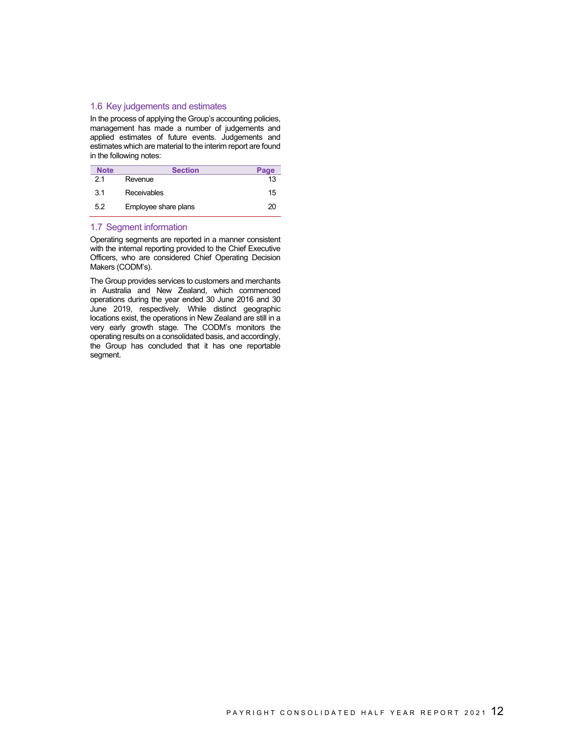### 1.6 Key judgements and estimates

In the process of applying the Group's accounting policies, management has made a number of judgements and applied estimates of future events. Judgements and estimates which are material to the interim report are found in the following notes:

| Note | Section | Page |
|---|---|---|
| 2.1 | Revenue | 13 |
| 3.1 | Receivables | 15 |
| 5.2 | Employee share plans | 20 |

### 1.7 Segment information

Operating segments are reported in a manner consistent with the internal reporting provided to the Chief Executive Officers, who are considered Chief Operating Decision Makers (CODM's).

The Group provides services to customers and merchants in Australia and New Zealand, which commenced operations during the year ended 30 June 2016 and 30 June 2019, respectively. While distinct geographic locations exist, the operations in New Zealand are still in a very early growth stage. The CODM's monitors the operating results on a consolidated basis, and accordingly, the Group has concluded that it has one reportable segment.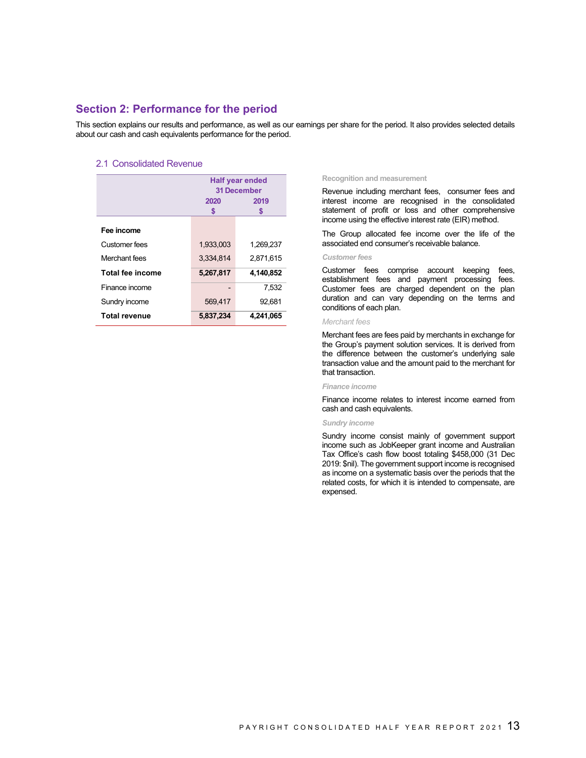## Section 2: Performance for the period

This section explains our results and performance, as well as our earnings per share for the period. It also provides selected details about our cash and cash equivalents performance for the period.

### 2.1 Consolidated Revenue

| | Half year ended 31 December | |
|---|---|---|
| | 2020 | 2019 |
| | $ | $ |
| **Fee income** | | |
| Customer fees | 1,933,003 | 1,269,237 |
| Merchant fees | 3,334,814 | 2,871,615 |
| **Total fee income** | **5,267,817** | **4,140,852** |
| Finance income | - | 7,532 |
| Sundry income | 569,417 | 92,681 |
| **Total revenue** | **5,837,234** | **4,241,065** |

**Recognition and measurement**

Revenue including merchant fees, consumer fees and interest income are recognised in the consolidated statement of profit or loss and other comprehensive income using the effective interest rate (EIR) method.

The Group allocated fee income over the life of the associated end consumer's receivable balance.

***Customer fees***

Customer fees comprise account keeping fees, establishment fees and payment processing fees. Customer fees are charged dependent on the plan duration and can vary depending on the terms and conditions of each plan.

*Merchant fees*

Merchant fees are fees paid by merchants in exchange for the Group's payment solution services. It is derived from the difference between the customer's underlying sale transaction value and the amount paid to the merchant for that transaction.

***Finance income***

Finance income relates to interest income earned from cash and cash equivalents.

***Sundry income***

Sundry income consist mainly of government support income such as JobKeeper grant income and Australian Tax Office's cash flow boost totaling $458,000 (31 Dec 2019: $nil). The government support income is recognised as income on a systematic basis over the periods that the related costs, for which it is intended to compensate, are expensed.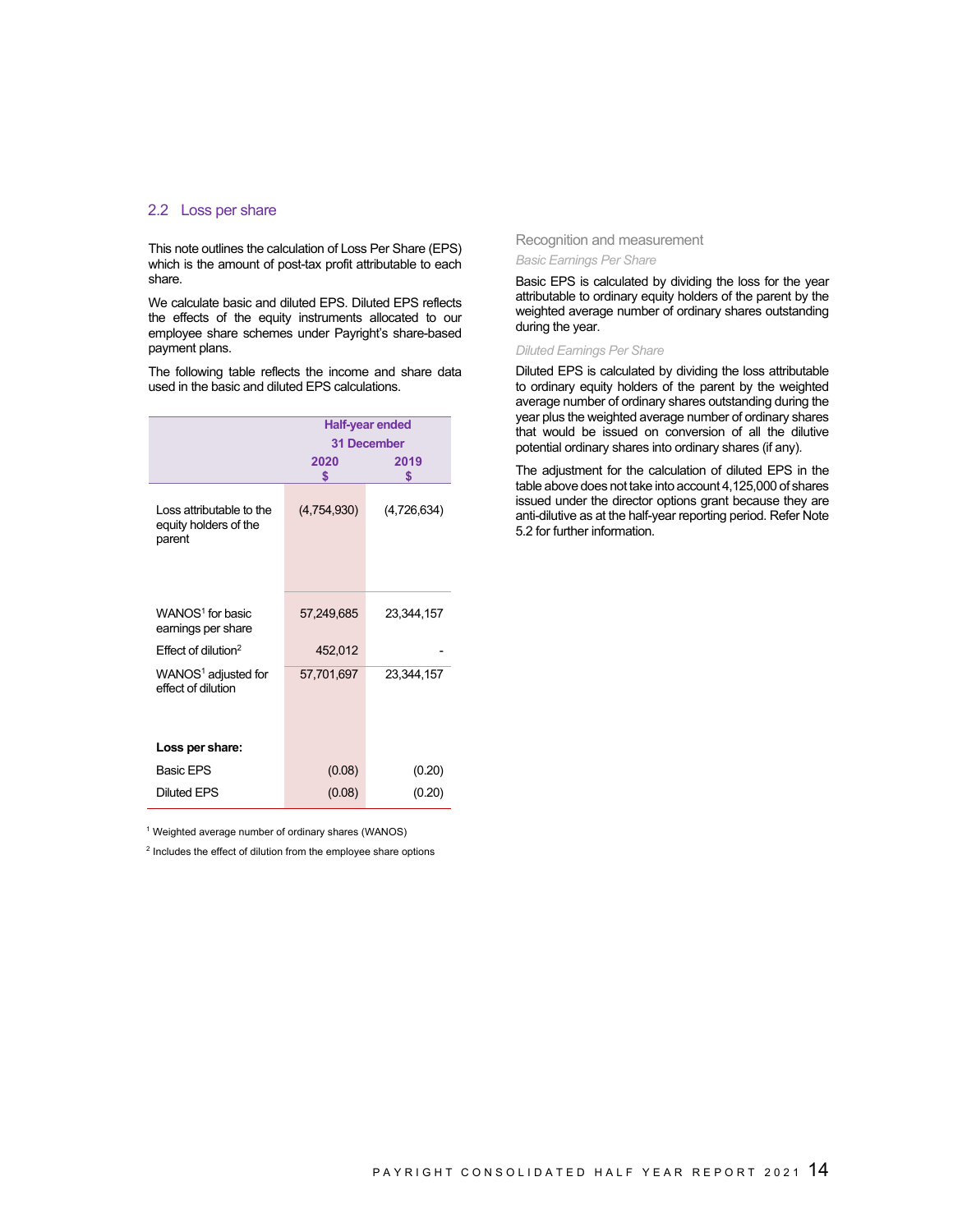## 2.2 Loss per share

This note outlines the calculation of Loss Per Share (EPS) which is the amount of post-tax profit attributable to each share.

We calculate basic and diluted EPS. Diluted EPS reflects the effects of the equity instruments allocated to our employee share schemes under Payright's share-based payment plans.

The following table reflects the income and share data used in the basic and diluted EPS calculations.

| | Half-year ended 31 December | |
|---|---|---|
| | 2020 $ | 2019 $ |
| Loss attributable to the equity holders of the parent | (4,754,930) | (4,726,634) |
| WANOS[1] for basic earnings per share | 57,249,685 | 23,344,157 |
| Effect of dilution[2] | 452,012 | - |
| WANOS[1] adjusted for effect of dilution | 57,701,697 | 23,344,157 |
| **Loss per share:** | | |
| Basic EPS | (0.08) | (0.20) |
| Diluted EPS | (0.08) | (0.20) |

[1] Weighted average number of ordinary shares (WANOS)

[2] Includes the effect of dilution from the employee share options

### Recognition and measurement

*Basic Earnings Per Share*

Basic EPS is calculated by dividing the loss for the year attributable to ordinary equity holders of the parent by the weighted average number of ordinary shares outstanding during the year.

*Diluted Earnings Per Share*

Diluted EPS is calculated by dividing the loss attributable to ordinary equity holders of the parent by the weighted average number of ordinary shares outstanding during the year plus the weighted average number of ordinary shares that would be issued on conversion of all the dilutive potential ordinary shares into ordinary shares (if any).

The adjustment for the calculation of diluted EPS in the table above does not take into account 4,125,000 of shares issued under the director options grant because they are anti-dilutive as at the half-year reporting period. Refer Note 5.2 for further information.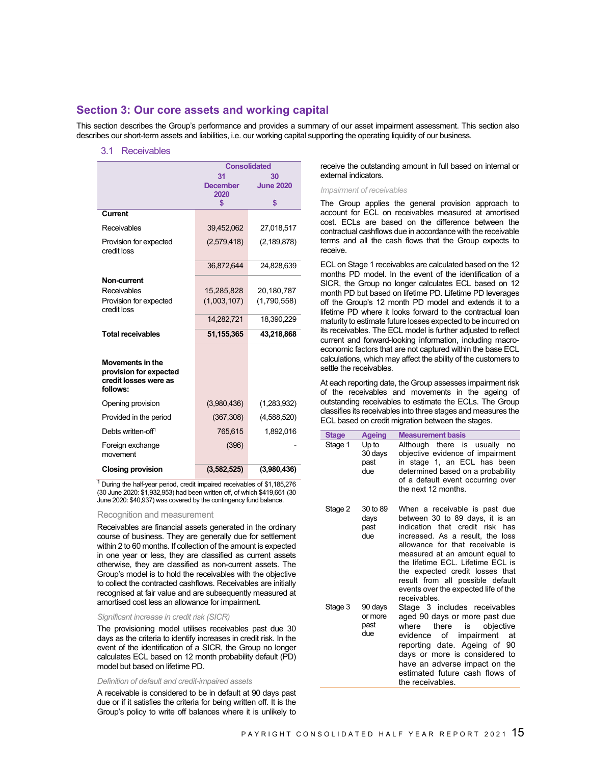## Section 3: Our core assets and working capital

This section describes the Group's performance and provides a summary of our asset impairment assessment. This section also describes our short-term assets and liabilities, i.e. our working capital supporting the operating liquidity of our business.

### 3.1 Receivables

| | Consolidated | |
|---|---|---|
| | **31 December 2020 $** | **30 June 2020 $** |
| **Current** | | |
| Receivables | 39,452,062 | 27,018,517 |
| Provision for expected credit loss | (2,579,418) | (2,189,878) |
| | 36,872,644 | 24,828,639 |
| **Non-current** | | |
| Receivables | 15,285,828 | 20,180,787 |
| Provision for expected credit loss | (1,003,107) | (1,790,558) |
| | 14,282,721 | 18,390,229 |
| **Total receivables** | **51,155,365** | **43,218,868** |
| | | |
| **Movements in the provision for expected credit losses were as follows:** | | |
| Opening provision | (3,980,436) | (1,283,932) |
| Provided in the period | (367,308) | (4,588,520) |
| Debts written-off[1] | 765,615 | 1,892,016 |
| Foreign exchange movement | (396) | - |
| **Closing provision** | **(3,582,525)** | **(3,980,436)** |

[1] During the half-year period, credit impaired receivables of $1,185,276 (30 June 2020: $1,932,953) had been written off, of which $419,661 (30 June 2020: $40,937) was covered by the contingency fund balance.

#### Recognition and measurement

Receivables are financial assets generated in the ordinary course of business. They are generally due for settlement within 2 to 60 months. If collection of the amount is expected in one year or less, they are classified as current assets otherwise, they are classified as non-current assets. The Group's model is to hold the receivables with the objective to collect the contracted cashflows. Receivables are initially recognised at fair value and are subsequently measured at amortised cost less an allowance for impairment.

*Significant increase in credit risk (SICR)*

The provisioning model utilises receivables past due 30 days as the criteria to identify increases in credit risk. In the event of the identification of a SICR, the Group no longer calculates ECL based on 12 month probability default (PD) model but based on lifetime PD.

*Definition of default and credit-impaired assets*

A receivable is considered to be in default at 90 days past due or if it satisfies the criteria for being written off. It is the Group's policy to write off balances where it is unlikely to receive the outstanding amount in full based on internal or external indicators.

*Impairment of receivables*

The Group applies the general provision approach to account for ECL on receivables measured at amortised cost. ECLs are based on the difference between the contractual cashflows due in accordance with the receivable terms and all the cash flows that the Group expects to receive.

ECL on Stage 1 receivables are calculated based on the 12 months PD model. In the event of the identification of a SICR, the Group no longer calculates ECL based on 12 month PD but based on lifetime PD. Lifetime PD leverages off the Group's 12 month PD model and extends it to a lifetime PD where it looks forward to the contractual loan maturity to estimate future losses expected to be incurred on its receivables. The ECL model is further adjusted to reflect current and forward-looking information, including macro-economic factors that are not captured within the base ECL calculations, which may affect the ability of the customers to settle the receivables.

At each reporting date, the Group assesses impairment risk of the receivables and movements in the ageing of outstanding receivables to estimate the ECLs. The Group classifies its receivables into three stages and measures the ECL based on credit migration between the stages.

| Stage | Ageing | Measurement basis |
|---|---|---|
| Stage 1 | Up to 30 days past due | Although there is usually no objective evidence of impairment in stage 1, an ECL has been determined based on a probability of a default event occurring over the next 12 months. |
| Stage 2 | 30 to 89 days past due | When a receivable is past due between 30 to 89 days, it is an indication that credit risk has increased. As a result, the loss allowance for that receivable is measured at an amount equal to the lifetime ECL. Lifetime ECL is the expected credit losses that result from all possible default events over the expected life of the receivables. |
| Stage 3 | 90 days or more past due | Stage 3 includes receivables aged 90 days or more past due where there is objective evidence of impairment at reporting date. Ageing of 90 days or more is considered to have an adverse impact on the estimated future cash flows of the receivables. |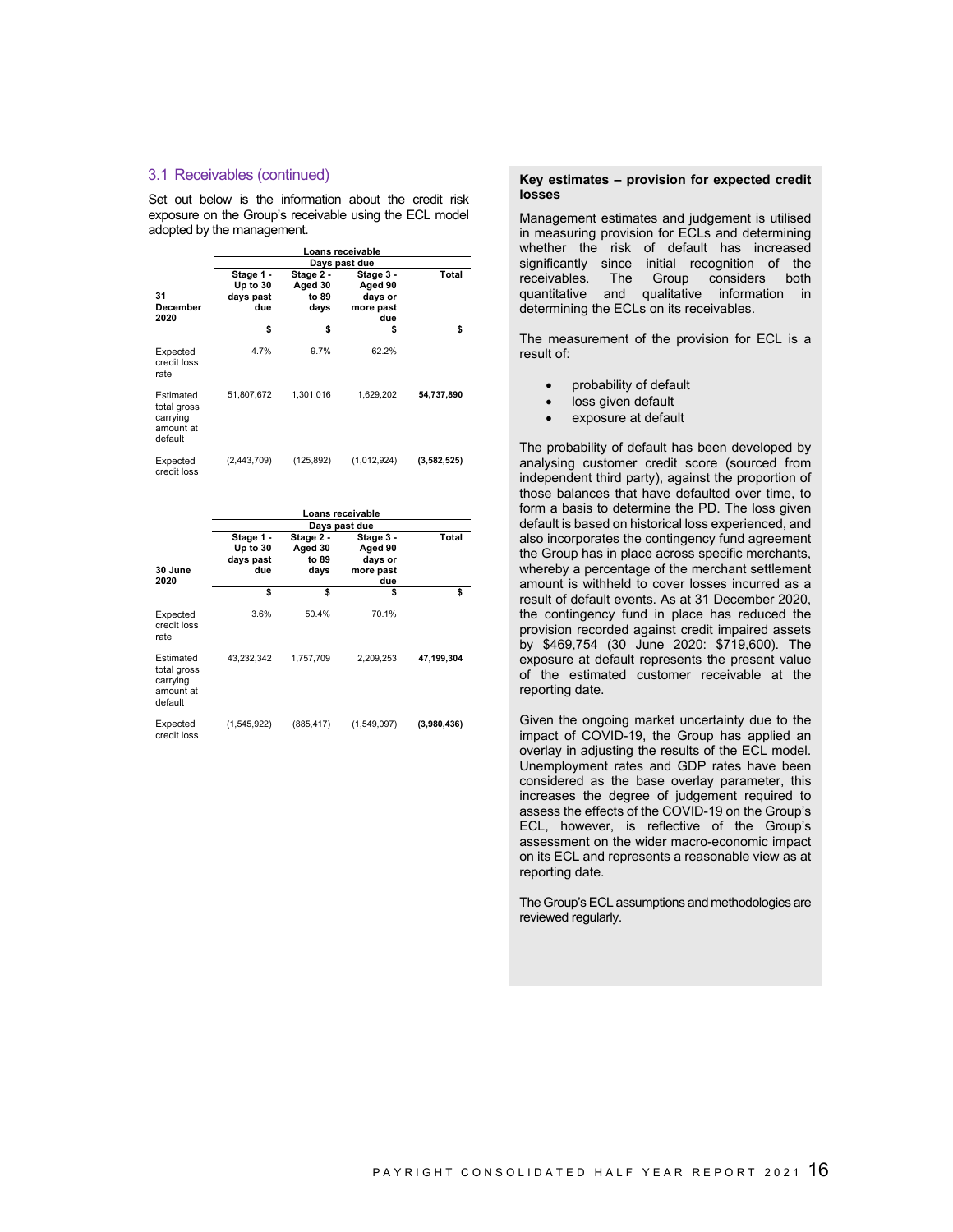## 3.1 Receivables (continued)

Set out below is the information about the credit risk exposure on the Group's receivable using the ECL model adopted by the management.

| 31 December 2020 | Loans receivable Days past due Stage 1 - Up to 30 days past due | Stage 2 - Aged 30 to 89 days | Stage 3 - Aged 90 days or more past due | Total |
|---|---|---|---|---|
| | $ | $ | $ | $ |
| Expected credit loss rate | 4.7% | 9.7% | 62.2% | |
| Estimated total gross carrying amount at default | 51,807,672 | 1,301,016 | 1,629,202 | **54,737,890** |
| Expected credit loss | (2,443,709) | (125,892) | (1,012,924) | **(3,582,525)** |

| 30 June 2020 | Loans receivable Days past due Stage 1 - Up to 30 days past due | Stage 2 - Aged 30 to 89 days | Stage 3 - Aged 90 days or more past due | Total |
|---|---|---|---|---|
| | $ | $ | $ | $ |
| Expected credit loss rate | 3.6% | 50.4% | 70.1% | |
| Estimated total gross carrying amount at default | 43,232,342 | 1,757,709 | 2,209,253 | **47,199,304** |
| Expected credit loss | (1,545,922) | (885,417) | (1,549,097) | **(3,980,436)** |

**Key estimates – provision for expected credit losses**

Management estimates and judgement is utilised in measuring provision for ECLs and determining whether the risk of default has increased significantly since initial recognition of the receivables. The Group considers both quantitative and qualitative information in determining the ECLs on its receivables.

The measurement of the provision for ECL is a result of:

- probability of default
- loss given default
- exposure at default

The probability of default has been developed by analysing customer credit score (sourced from independent third party), against the proportion of those balances that have defaulted over time, to form a basis to determine the PD. The loss given default is based on historical loss experienced, and also incorporates the contingency fund agreement the Group has in place across specific merchants, whereby a percentage of the merchant settlement amount is withheld to cover losses incurred as a result of default events. As at 31 December 2020, the contingency fund in place has reduced the provision recorded against credit impaired assets by $469,754 (30 June 2020: $719,600). The exposure at default represents the present value of the estimated customer receivable at the reporting date.

Given the ongoing market uncertainty due to the impact of COVID-19, the Group has applied an overlay in adjusting the results of the ECL model. Unemployment rates and GDP rates have been considered as the base overlay parameter, this increases the degree of judgement required to assess the effects of the COVID-19 on the Group's ECL, however, is reflective of the Group's assessment on the wider macro-economic impact on its ECL and represents a reasonable view as at reporting date.

The Group's ECL assumptions and methodologies are reviewed regularly.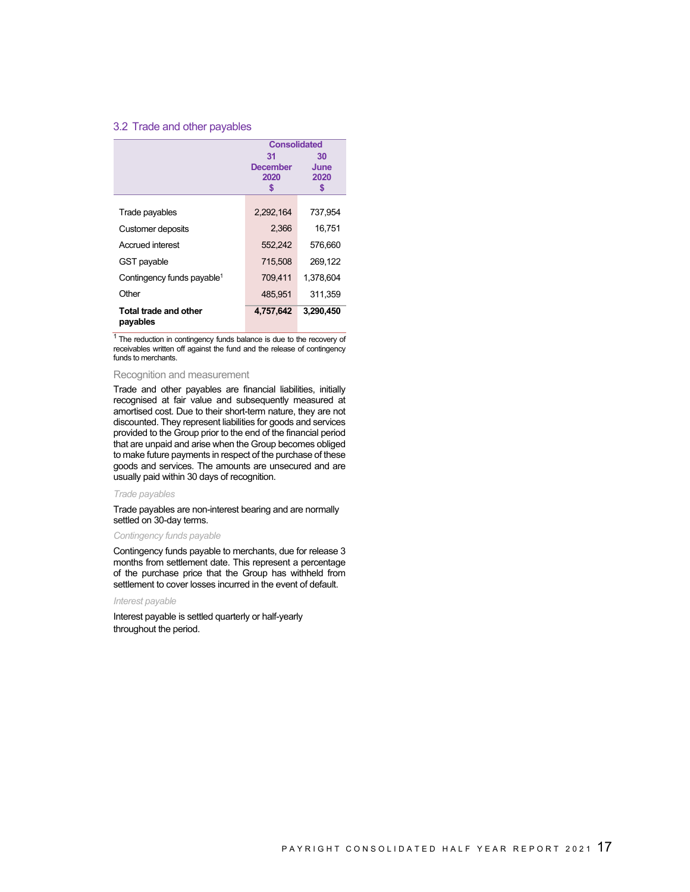## 3.2 Trade and other payables

| | Consolidated | |
|---|---|---|
| | 31 December 2020 $ | 30 June 2020 $ |
| Trade payables | 2,292,164 | 737,954 |
| Customer deposits | 2,366 | 16,751 |
| Accrued interest | 552,242 | 576,660 |
| GST payable | 715,508 | 269,122 |
| Contingency funds payable[1] | 709,411 | 1,378,604 |
| Other | 485,951 | 311,359 |
| **Total trade and other payables** | **4,757,642** | **3,290,450** |

[1] The reduction in contingency funds balance is due to the recovery of receivables written off against the fund and the release of contingency funds to merchants.

### Recognition and measurement

Trade and other payables are financial liabilities, initially recognised at fair value and subsequently measured at amortised cost. Due to their short-term nature, they are not discounted. They represent liabilities for goods and services provided to the Group prior to the end of the financial period that are unpaid and arise when the Group becomes obliged to make future payments in respect of the purchase of these goods and services. The amounts are unsecured and are usually paid within 30 days of recognition.

*Trade payables*

Trade payables are non-interest bearing and are normally settled on 30-day terms.

*Contingency funds payable*

Contingency funds payable to merchants, due for release 3 months from settlement date. This represent a percentage of the purchase price that the Group has withheld from settlement to cover losses incurred in the event of default.

*Interest payable*

Interest payable is settled quarterly or half-yearly throughout the period.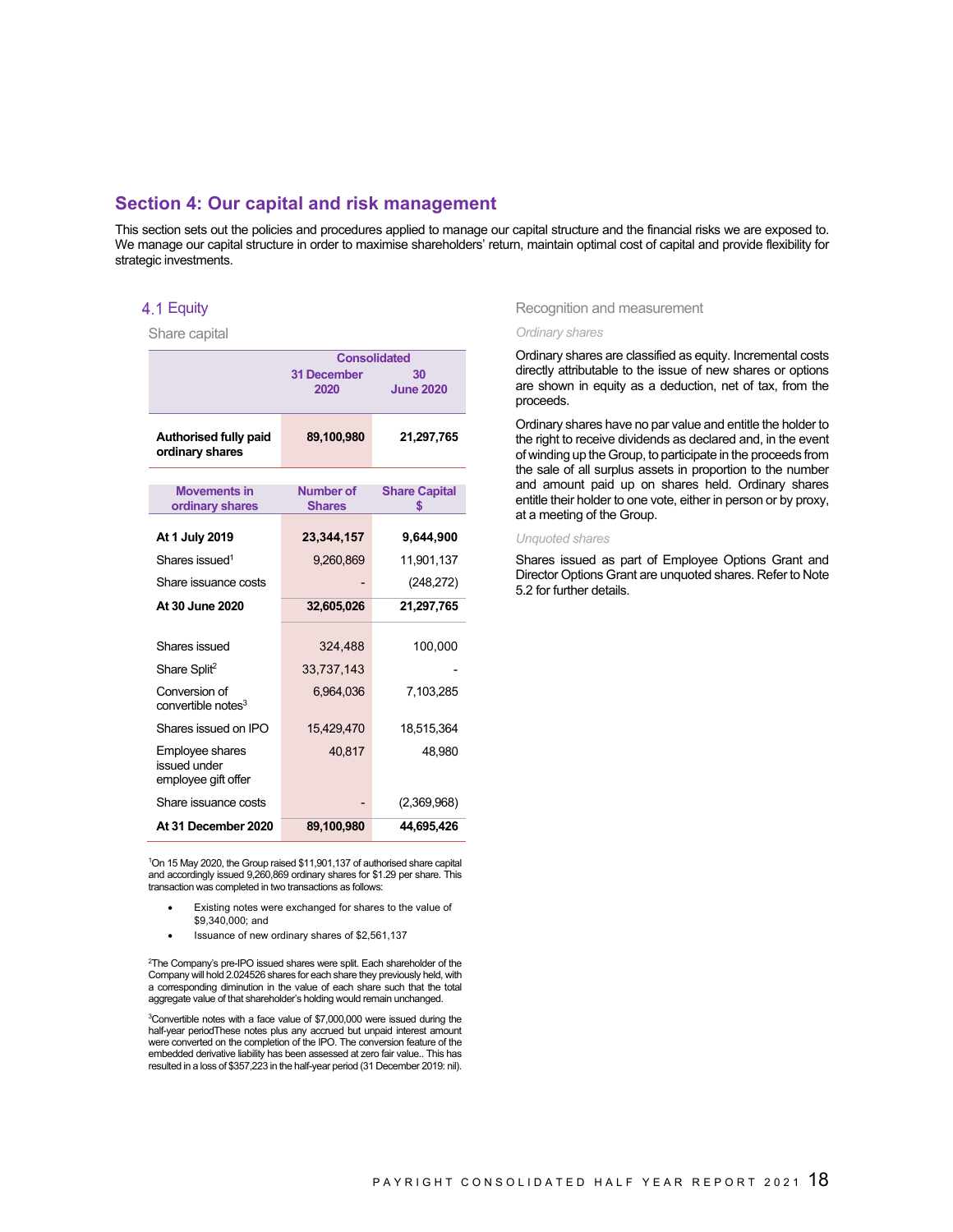## Section 4: Our capital and risk management

This section sets out the policies and procedures applied to manage our capital structure and the financial risks we are exposed to. We manage our capital structure in order to maximise shareholders' return, maintain optimal cost of capital and provide flexibility for strategic investments.

### 4.1 Equity

Share capital

| | Consolidated | |
|---|---|---|
| | 31 December 2020 | 30 June 2020 |
| **Authorised fully paid ordinary shares** | **89,100,980** | **21,297,765** |

| Movements in ordinary shares | Number of Shares | Share Capital $ |
|---|---|---|
| **At 1 July 2019** | **23,344,157** | **9,644,900** |
| Shares issued[1] | 9,260,869 | 11,901,137 |
| Share issuance costs | - | (248,272) |
| **At 30 June 2020** | **32,605,026** | **21,297,765** |
| Shares issued | 324,488 | 100,000 |
| Share Split[2] | 33,737,143 | - |
| Conversion of convertible notes[3] | 6,964,036 | 7,103,285 |
| Shares issued on IPO | 15,429,470 | 18,515,364 |
| Employee shares issued under employee gift offer | 40,817 | 48,980 |
| Share issuance costs | - | (2,369,968) |
| **At 31 December 2020** | **89,100,980** | **44,695,426** |

[1]On 15 May 2020, the Group raised $11,901,137 of authorised share capital and accordingly issued 9,260,869 ordinary shares for $1.29 per share. This transaction was completed in two transactions as follows:

- Existing notes were exchanged for shares to the value of $9,340,000; and
- Issuance of new ordinary shares of $2,561,137

[2]The Company's pre-IPO issued shares were split. Each shareholder of the Company will hold 2.024526 shares for each share they previously held, with a corresponding diminution in the value of each share such that the total aggregate value of that shareholder's holding would remain unchanged.

[3]Convertible notes with a face value of $7,000,000 were issued during the half-year periodThese notes plus any accrued but unpaid interest amount were converted on the completion of the IPO. The conversion feature of the embedded derivative liability has been assessed at zero fair value.. This has resulted in a loss of $357,223 in the half-year period (31 December 2019: nil).

Recognition and measurement

*Ordinary shares*

Ordinary shares are classified as equity. Incremental costs directly attributable to the issue of new shares or options are shown in equity as a deduction, net of tax, from the proceeds.

Ordinary shares have no par value and entitle the holder to the right to receive dividends as declared and, in the event of winding up the Group, to participate in the proceeds from the sale of all surplus assets in proportion to the number and amount paid up on shares held. Ordinary shares entitle their holder to one vote, either in person or by proxy, at a meeting of the Group.

*Unquoted shares*

Shares issued as part of Employee Options Grant and Director Options Grant are unquoted shares. Refer to Note 5.2 for further details.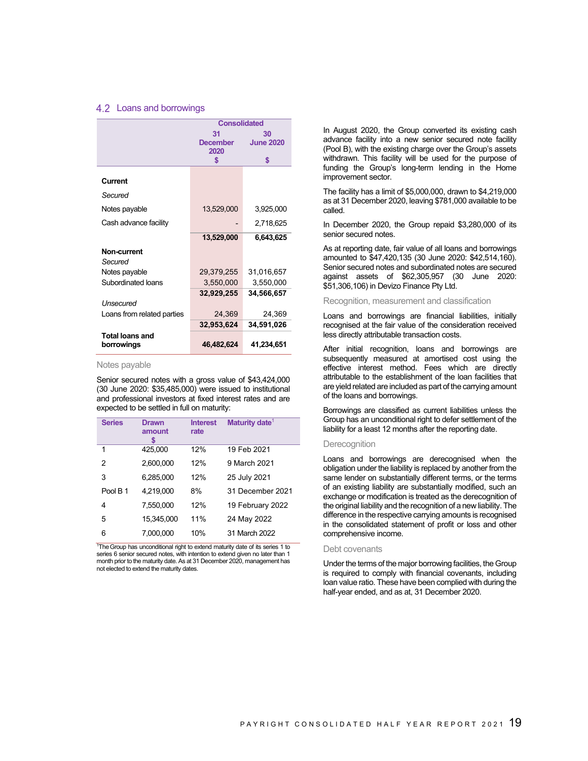## 4.2 Loans and borrowings

| | Consolidated | |
|---|---|---|
| | 31 December 2020 $ | 30 June 2020 $ |
| **Current** | | |
| *Secured* | | |
| Notes payable | 13,529,000 | 3,925,000 |
| Cash advance facility | - | 2,718,625 |
| | **13,529,000** | **6,643,625** |
| **Non-current** | | |
| *Secured* | | |
| Notes payable | 29,379,255 | 31,016,657 |
| Subordinated loans | 3,550,000 | 3,550,000 |
| | **32,929,255** | **34,566,657** |
| *Unsecured* | | |
| Loans from related parties | 24,369 | 24,369 |
| | **32,953,624** | **34,591,026** |
| **Total loans and borrowings** | **46,482,624** | **41,234,651** |

### Notes payable

Senior secured notes with a gross value of $43,424,000 (30 June 2020: $35,485,000) were issued to institutional and professional investors at fixed interest rates and are expected to be settled in full on maturity:

| Series | Drawn amount $ | Interest rate | Maturity date[1] |
|---|---|---|---|
| 1 | 425,000 | 12% | 19 Feb 2021 |
| 2 | 2,600,000 | 12% | 9 March 2021 |
| 3 | 6,285,000 | 12% | 25 July 2021 |
| Pool B 1 | 4,219,000 | 8% | 31 December 2021 |
| 4 | 7,550,000 | 12% | 19 February 2022 |
| 5 | 15,345,000 | 11% | 24 May 2022 |
| 6 | 7,000,000 | 10% | 31 March 2022 |

[1]The Group has unconditional right to extend maturity date of its series 1 to series 6 senior secured notes, with intention to extend given no later than 1 month prior to the maturity date. As at 31 December 2020, management has not elected to extend the maturity dates.

In August 2020, the Group converted its existing cash advance facility into a new senior secured note facility (Pool B), with the existing charge over the Group's assets withdrawn. This facility will be used for the purpose of funding the Group's long-term lending in the Home improvement sector.

The facility has a limit of $5,000,000, drawn to $4,219,000 as at 31 December 2020, leaving $781,000 available to be called.

In December 2020, the Group repaid $3,280,000 of its senior secured notes.

As at reporting date, fair value of all loans and borrowings amounted to $47,420,135 (30 June 2020: $42,514,160). Senior secured notes and subordinated notes are secured against assets of $62,305,957 (30 June 2020: $51,306,106) in Devizo Finance Pty Ltd.

### Recognition, measurement and classification

Loans and borrowings are financial liabilities, initially recognised at the fair value of the consideration received less directly attributable transaction costs.

After initial recognition, loans and borrowings are subsequently measured at amortised cost using the effective interest method. Fees which are directly attributable to the establishment of the loan facilities that are yield related are included as part of the carrying amount of the loans and borrowings.

Borrowings are classified as current liabilities unless the Group has an unconditional right to defer settlement of the liability for a least 12 months after the reporting date.

### Derecognition

Loans and borrowings are derecognised when the obligation under the liability is replaced by another from the same lender on substantially different terms, or the terms of an existing liability are substantially modified, such an exchange or modification is treated as the derecognition of the original liability and the recognition of a new liability. The difference in the respective carrying amounts is recognised in the consolidated statement of profit or loss and other comprehensive income.

### Debt covenants

Under the terms of the major borrowing facilities, the Group is required to comply with financial covenants, including loan value ratio. These have been complied with during the half-year ended, and as at, 31 December 2020.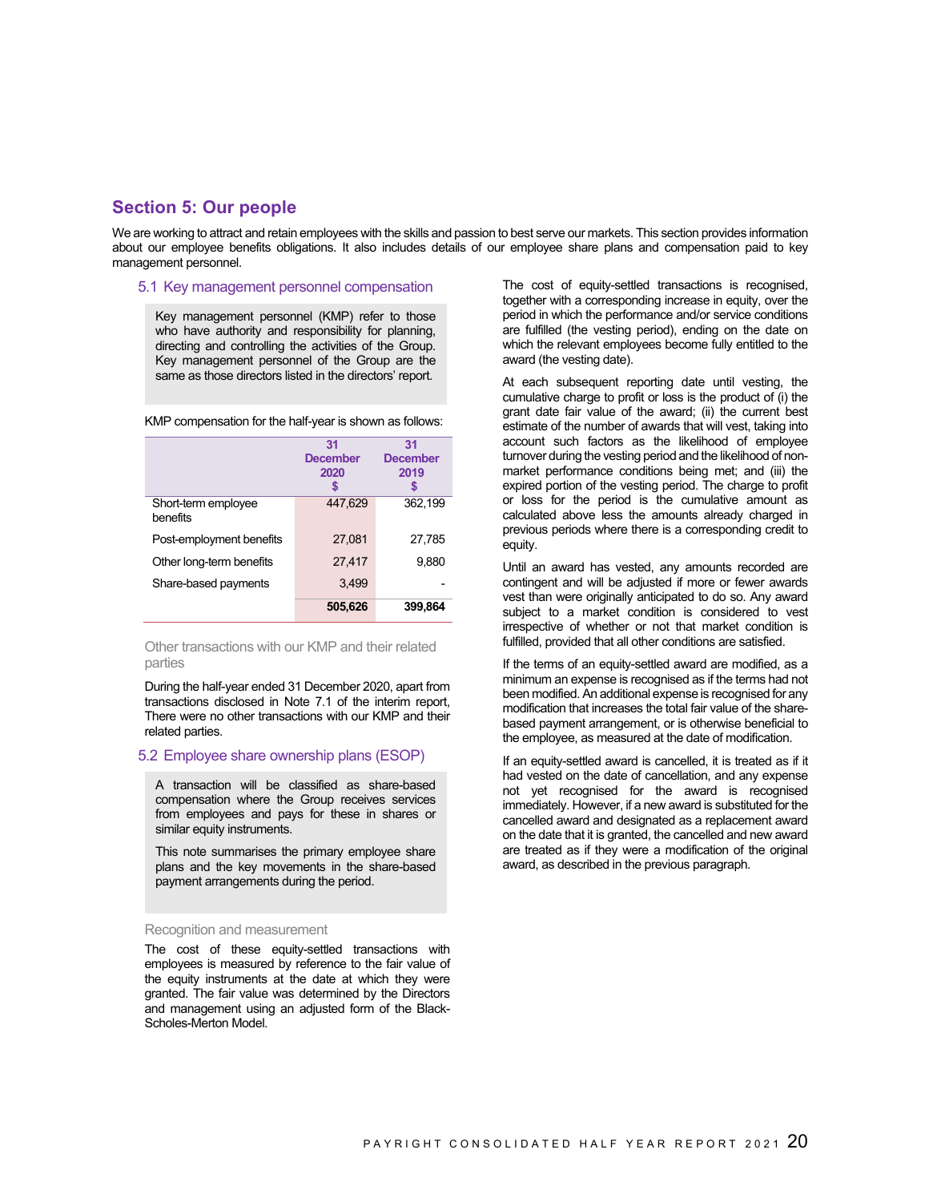## Section 5: Our people

We are working to attract and retain employees with the skills and passion to best serve our markets. This section provides information about our employee benefits obligations. It also includes details of our employee share plans and compensation paid to key management personnel.

### 5.1 Key management personnel compensation

Key management personnel (KMP) refer to those who have authority and responsibility for planning, directing and controlling the activities of the Group. Key management personnel of the Group are the same as those directors listed in the directors' report.

KMP compensation for the half-year is shown as follows:

| | 31 December 2020 $ | 31 December 2019 $ |
|---|---|---|
| Short-term employee benefits | 447,629 | 362,199 |
| Post-employment benefits | 27,081 | 27,785 |
| Other long-term benefits | 27,417 | 9,880 |
| Share-based payments | 3,499 | - |
| | **505,626** | **399,864** |

#### Other transactions with our KMP and their related parties

During the half-year ended 31 December 2020, apart from transactions disclosed in Note 7.1 of the interim report, There were no other transactions with our KMP and their related parties.

### 5.2 Employee share ownership plans (ESOP)

A transaction will be classified as share-based compensation where the Group receives services from employees and pays for these in shares or similar equity instruments.

This note summarises the primary employee share plans and the key movements in the share-based payment arrangements during the period.

#### Recognition and measurement

The cost of these equity-settled transactions with employees is measured by reference to the fair value of the equity instruments at the date at which they were granted. The fair value was determined by the Directors and management using an adjusted form of the Black-Scholes-Merton Model.

The cost of equity-settled transactions is recognised, together with a corresponding increase in equity, over the period in which the performance and/or service conditions are fulfilled (the vesting period), ending on the date on which the relevant employees become fully entitled to the award (the vesting date).

At each subsequent reporting date until vesting, the cumulative charge to profit or loss is the product of (i) the grant date fair value of the award; (ii) the current best estimate of the number of awards that will vest, taking into account such factors as the likelihood of employee turnover during the vesting period and the likelihood of non-market performance conditions being met; and (iii) the expired portion of the vesting period. The charge to profit or loss for the period is the cumulative amount as calculated above less the amounts already charged in previous periods where there is a corresponding credit to equity.

Until an award has vested, any amounts recorded are contingent and will be adjusted if more or fewer awards vest than were originally anticipated to do so. Any award subject to a market condition is considered to vest irrespective of whether or not that market condition is fulfilled, provided that all other conditions are satisfied.

If the terms of an equity-settled award are modified, as a minimum an expense is recognised as if the terms had not been modified. An additional expense is recognised for any modification that increases the total fair value of the share-based payment arrangement, or is otherwise beneficial to the employee, as measured at the date of modification.

If an equity-settled award is cancelled, it is treated as if it had vested on the date of cancellation, and any expense not yet recognised for the award is recognised immediately. However, if a new award is substituted for the cancelled award and designated as a replacement award on the date that it is granted, the cancelled and new award are treated as if they were a modification of the original award, as described in the previous paragraph.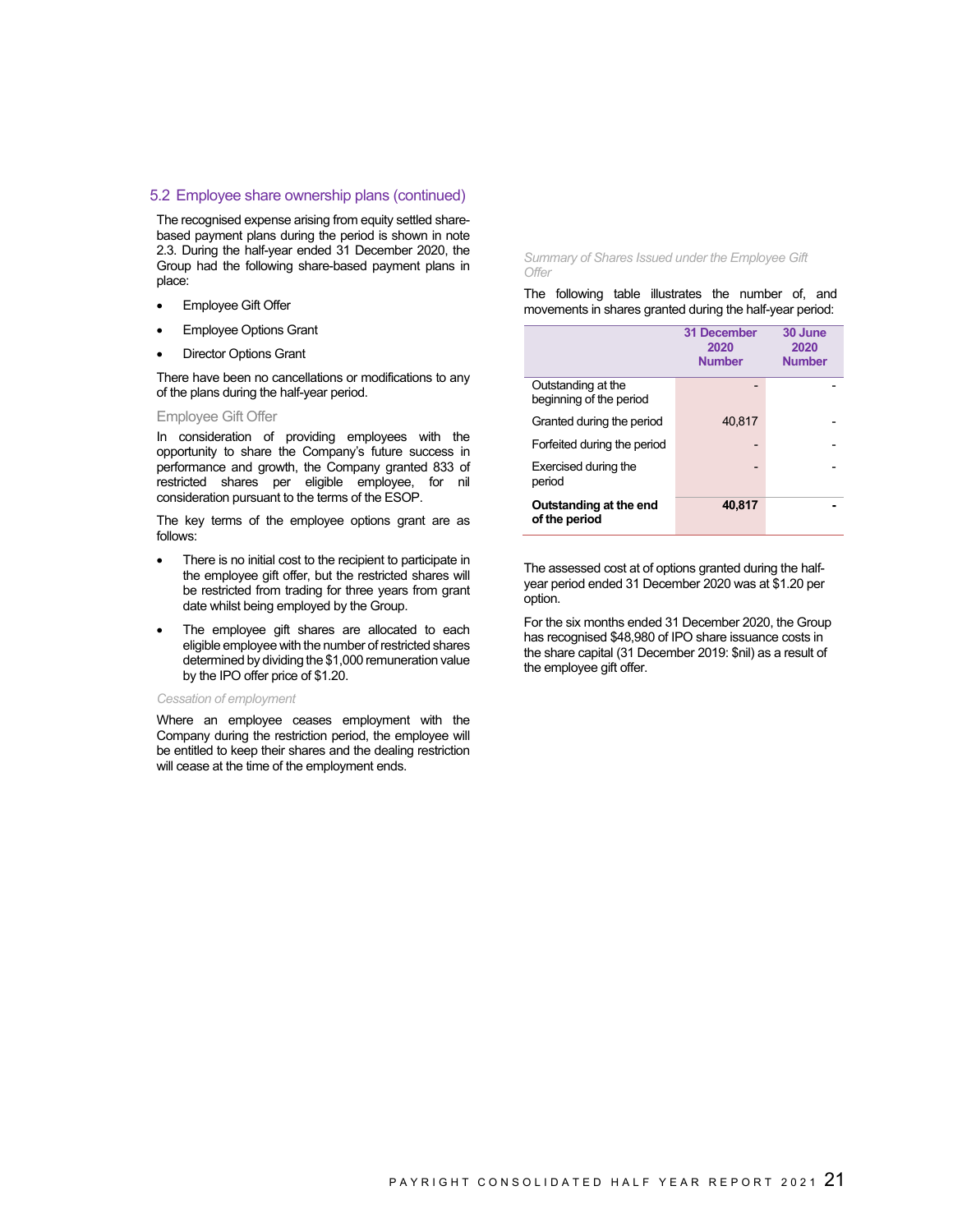## 5.2 Employee share ownership plans (continued)

The recognised expense arising from equity settled share-based payment plans during the period is shown in note 2.3. During the half-year ended 31 December 2020, the Group had the following share-based payment plans in place:

- Employee Gift Offer
- Employee Options Grant
- Director Options Grant

There have been no cancellations or modifications to any of the plans during the half-year period.

### Employee Gift Offer

In consideration of providing employees with the opportunity to share the Company's future success in performance and growth, the Company granted 833 of restricted shares per eligible employee, for nil consideration pursuant to the terms of the ESOP.

The key terms of the employee options grant are as follows:

- There is no initial cost to the recipient to participate in the employee gift offer, but the restricted shares will be restricted from trading for three years from grant date whilst being employed by the Group.
- The employee gift shares are allocated to each eligible employee with the number of restricted shares determined by dividing the $1,000 remuneration value by the IPO offer price of $1.20.

*Cessation of employment*

Where an employee ceases employment with the Company during the restriction period, the employee will be entitled to keep their shares and the dealing restriction will cease at the time of the employment ends.

*Summary of Shares Issued under the Employee Gift Offer*

The following table illustrates the number of, and movements in shares granted during the half-year period:

| | 31 December 2020 Number | 30 June 2020 Number |
|---|---|---|
| Outstanding at the beginning of the period | - | - |
| Granted during the period | 40,817 | - |
| Forfeited during the period | - | - |
| Exercised during the period | - | - |
| **Outstanding at the end of the period** | **40,817** | **-** |

The assessed cost at of options granted during the half-year period ended 31 December 2020 was at $1.20 per option.

For the six months ended 31 December 2020, the Group has recognised $48,980 of IPO share issuance costs in the share capital (31 December 2019: $nil) as a result of the employee gift offer.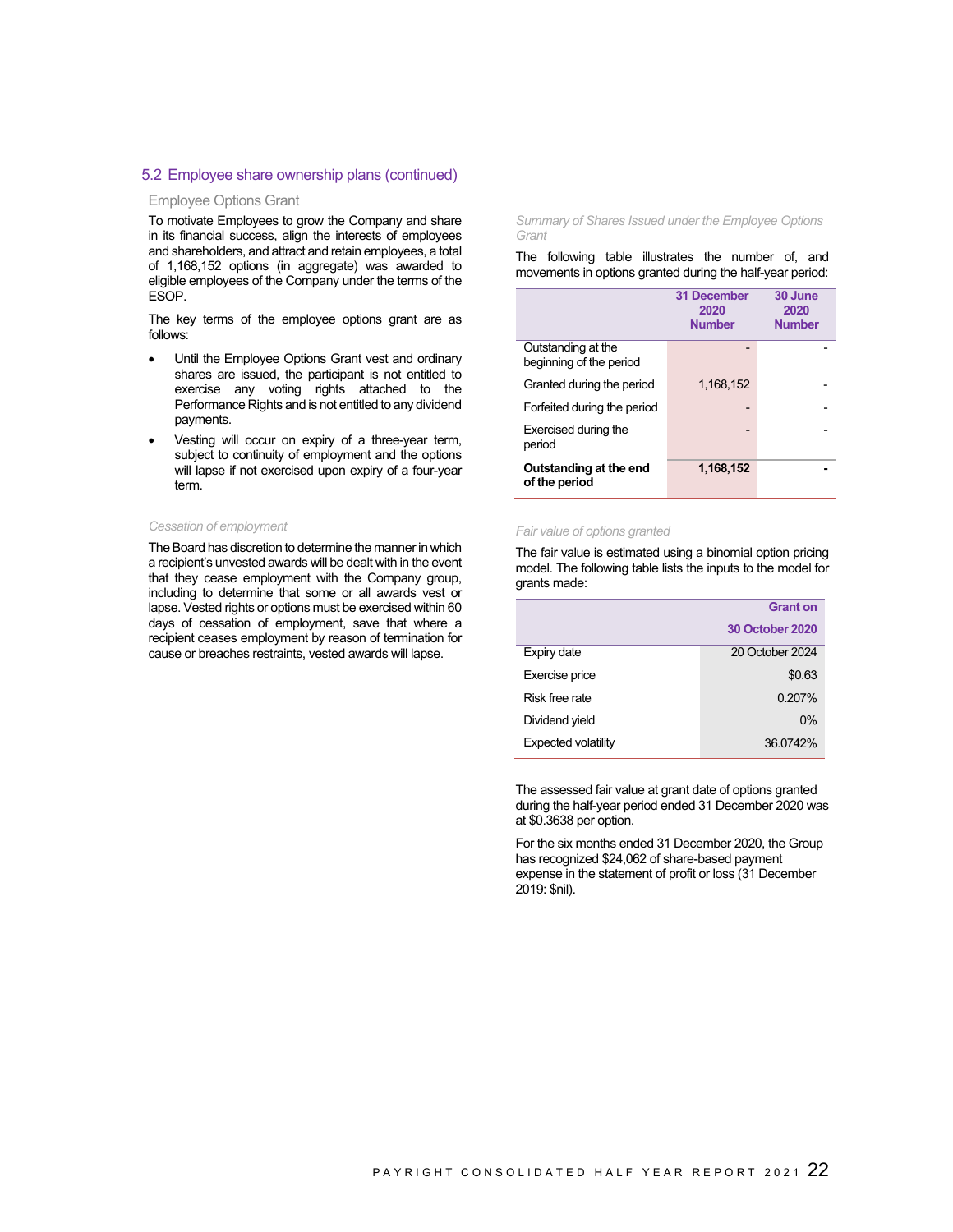## 5.2 Employee share ownership plans (continued)

### Employee Options Grant

To motivate Employees to grow the Company and share in its financial success, align the interests of employees and shareholders, and attract and retain employees, a total of 1,168,152 options (in aggregate) was awarded to eligible employees of the Company under the terms of the ESOP.

The key terms of the employee options grant are as follows:

- Until the Employee Options Grant vest and ordinary shares are issued, the participant is not entitled to exercise any voting rights attached to the Performance Rights and is not entitled to any dividend payments.
- Vesting will occur on expiry of a three-year term, subject to continuity of employment and the options will lapse if not exercised upon expiry of a four-year term.

*Cessation of employment*

The Board has discretion to determine the manner in which a recipient's unvested awards will be dealt with in the event that they cease employment with the Company group, including to determine that some or all awards vest or lapse. Vested rights or options must be exercised within 60 days of cessation of employment, save that where a recipient ceases employment by reason of termination for cause or breaches restraints, vested awards will lapse.

*Summary of Shares Issued under the Employee Options Grant*

The following table illustrates the number of, and movements in options granted during the half-year period:

| | 31 December 2020 Number | 30 June 2020 Number |
|---|---|---|
| Outstanding at the beginning of the period | - | - |
| Granted during the period | 1,168,152 | - |
| Forfeited during the period | - | - |
| Exercised during the period | - | - |
| **Outstanding at the end of the period** | **1,168,152** | **-** |

*Fair value of options granted*

The fair value is estimated using a binomial option pricing model. The following table lists the inputs to the model for grants made:

| | Grant on 30 October 2020 |
|---|---|
| Expiry date | 20 October 2024 |
| Exercise price | $0.63 |
| Risk free rate | 0.207% |
| Dividend yield | 0% |
| Expected volatility | 36.0742% |

The assessed fair value at grant date of options granted during the half-year period ended 31 December 2020 was at $0.3638 per option.

For the six months ended 31 December 2020, the Group has recognized $24,062 of share-based payment expense in the statement of profit or loss (31 December 2019: $nil).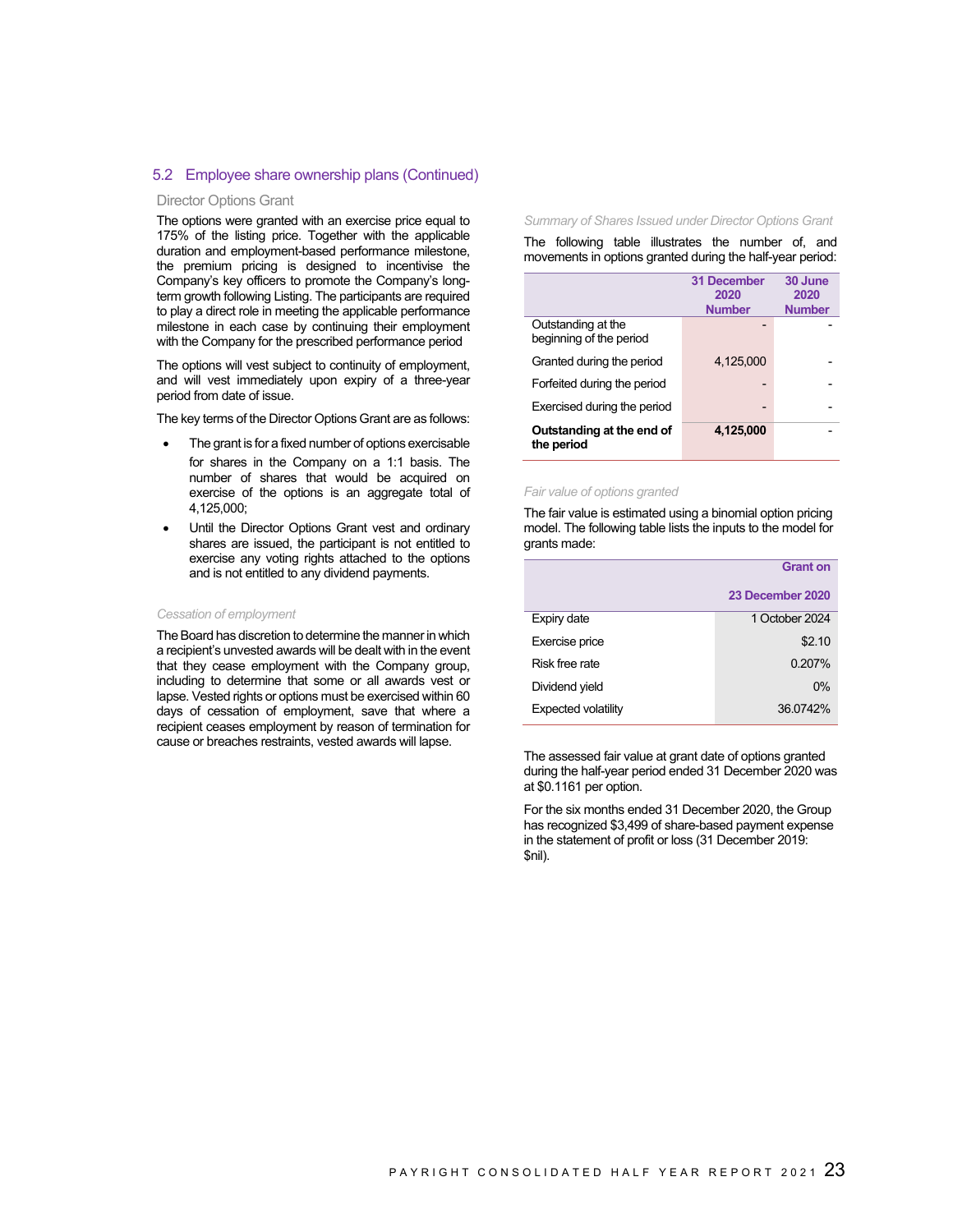## 5.2 Employee share ownership plans (Continued)

### Director Options Grant

The options were granted with an exercise price equal to 175% of the listing price. Together with the applicable duration and employment-based performance milestone, the premium pricing is designed to incentivise the Company's key officers to promote the Company's long-term growth following Listing. The participants are required to play a direct role in meeting the applicable performance milestone in each case by continuing their employment with the Company for the prescribed performance period

The options will vest subject to continuity of employment, and will vest immediately upon expiry of a three-year period from date of issue.

The key terms of the Director Options Grant are as follows:

- The grant is for a fixed number of options exercisable for shares in the Company on a 1:1 basis. The number of shares that would be acquired on exercise of the options is an aggregate total of 4,125,000;
- Until the Director Options Grant vest and ordinary shares are issued, the participant is not entitled to exercise any voting rights attached to the options and is not entitled to any dividend payments.

*Cessation of employment*

The Board has discretion to determine the manner in which a recipient's unvested awards will be dealt with in the event that they cease employment with the Company group, including to determine that some or all awards vest or lapse. Vested rights or options must be exercised within 60 days of cessation of employment, save that where a recipient ceases employment by reason of termination for cause or breaches restraints, vested awards will lapse.

*Summary of Shares Issued under Director Options Grant*

The following table illustrates the number of, and movements in options granted during the half-year period:

| | 31 December 2020 Number | 30 June 2020 Number |
|---|---|---|
| Outstanding at the beginning of the period | - | - |
| Granted during the period | 4,125,000 | - |
| Forfeited during the period | - | - |
| Exercised during the period | - | - |
| **Outstanding at the end of the period** | **4,125,000** | - |

*Fair value of options granted*

The fair value is estimated using a binomial option pricing model. The following table lists the inputs to the model for grants made:

| | Grant on 23 December 2020 |
|---|---|
| Expiry date | 1 October 2024 |
| Exercise price | $2.10 |
| Risk free rate | 0.207% |
| Dividend yield | 0% |
| Expected volatility | 36.0742% |

The assessed fair value at grant date of options granted during the half-year period ended 31 December 2020 was at $0.1161 per option.

For the six months ended 31 December 2020, the Group has recognized $3,499 of share-based payment expense in the statement of profit or loss (31 December 2019: $nil).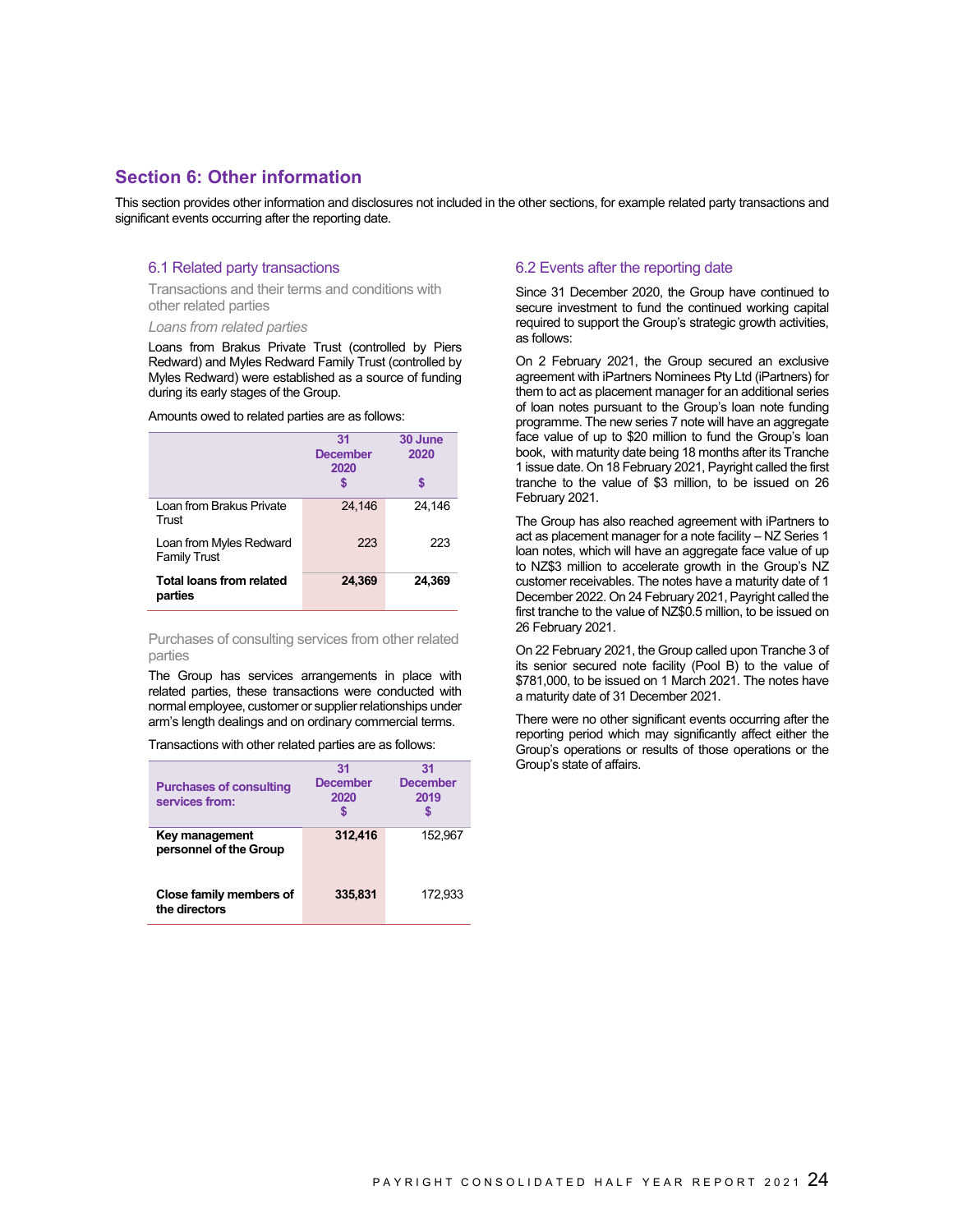## Section 6: Other information

This section provides other information and disclosures not included in the other sections, for example related party transactions and significant events occurring after the reporting date.

### 6.1 Related party transactions

Transactions and their terms and conditions with other related parties

*Loans from related parties*

Loans from Brakus Private Trust (controlled by Piers Redward) and Myles Redward Family Trust (controlled by Myles Redward) were established as a source of funding during its early stages of the Group.

Amounts owed to related parties are as follows:

| | 31 December 2020 $ | 30 June 2020 $ |
|---|---|---|
| Loan from Brakus Private Trust | 24,146 | 24,146 |
| Loan from Myles Redward Family Trust | 223 | 223 |
| **Total loans from related parties** | **24,369** | **24,369** |

Purchases of consulting services from other related parties

The Group has services arrangements in place with related parties, these transactions were conducted with normal employee, customer or supplier relationships under arm's length dealings and on ordinary commercial terms.

Transactions with other related parties are as follows:

| Purchases of consulting services from: | 31 December 2020 $ | 31 December 2019 $ |
|---|---|---|
| **Key management personnel of the Group** | **312,416** | 152,967 |
| **Close family members of the directors** | **335,831** | 172,933 |

### 6.2 Events after the reporting date

Since 31 December 2020, the Group have continued to secure investment to fund the continued working capital required to support the Group's strategic growth activities, as follows:

On 2 February 2021, the Group secured an exclusive agreement with iPartners Nominees Pty Ltd (iPartners) for them to act as placement manager for an additional series of loan notes pursuant to the Group's loan note funding programme. The new series 7 note will have an aggregate face value of up to $20 million to fund the Group's loan book, with maturity date being 18 months after its Tranche 1 issue date. On 18 February 2021, Payright called the first tranche to the value of $3 million, to be issued on 26 February 2021.

The Group has also reached agreement with iPartners to act as placement manager for a note facility – NZ Series 1 loan notes, which will have an aggregate face value of up to NZ$3 million to accelerate growth in the Group's NZ customer receivables. The notes have a maturity date of 1 December 2022. On 24 February 2021, Payright called the first tranche to the value of NZ$0.5 million, to be issued on 26 February 2021.

On 22 February 2021, the Group called upon Tranche 3 of its senior secured note facility (Pool B) to the value of $781,000, to be issued on 1 March 2021. The notes have a maturity date of 31 December 2021.

There were no other significant events occurring after the reporting period which may significantly affect either the Group's operations or results of those operations or the Group's state of affairs.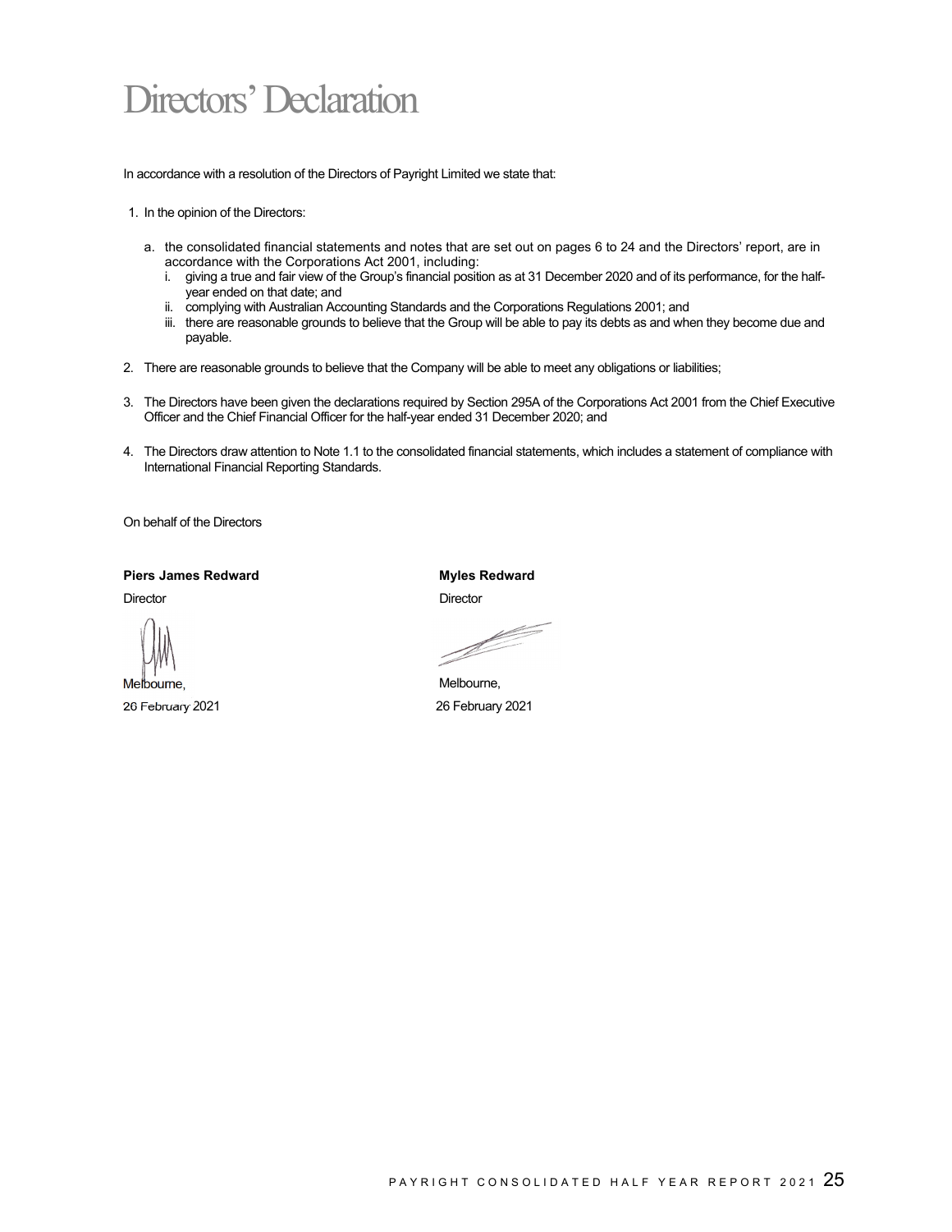# Directors' Declaration

In accordance with a resolution of the Directors of Payright Limited we state that:

1. In the opinion of the Directors:

   a. the consolidated financial statements and notes that are set out on pages 6 to 24 and the Directors' report, are in accordance with the Corporations Act 2001, including:

      i. giving a true and fair view of the Group's financial position as at 31 December 2020 and of its performance, for the half-year ended on that date; and

      ii. complying with Australian Accounting Standards and the Corporations Regulations 2001; and

      iii. there are reasonable grounds to believe that the Group will be able to pay its debts as and when they become due and payable.

2. There are reasonable grounds to believe that the Company will be able to meet any obligations or liabilities;

3. The Directors have been given the declarations required by Section 295A of the Corporations Act 2001 from the Chief Executive Officer and the Chief Financial Officer for the half-year ended 31 December 2020; and

4. The Directors draw attention to Note 1.1 to the consolidated financial statements, which includes a statement of compliance with International Financial Reporting Standards.

On behalf of the Directors

**Piers James Redward**
Director

Melbourne,
26 February 2021

**Myles Redward**
Director

Melbourne,
26 February 2021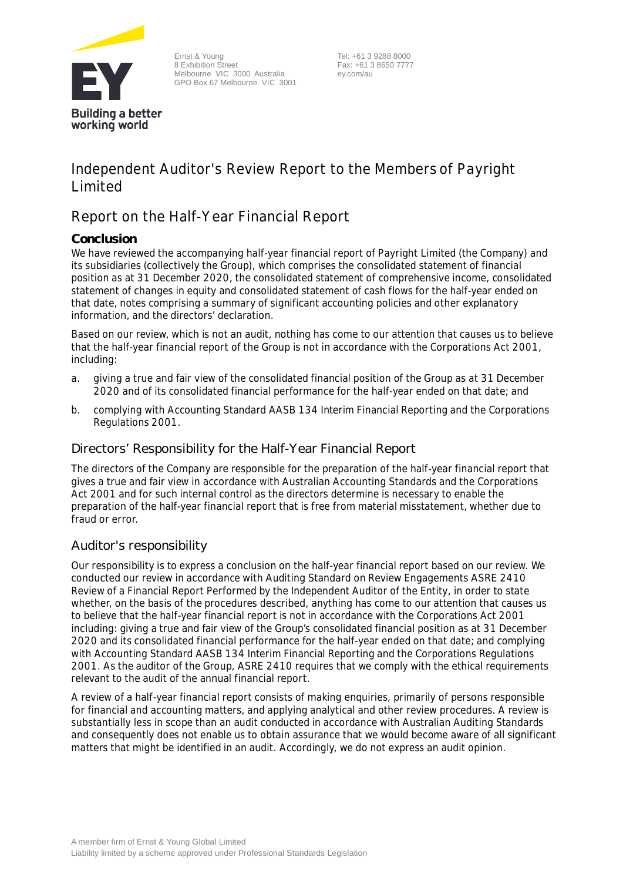Ernst & Young
8 Exhibition Street
Melbourne VIC 3000 Australia
GPO Box 67 Melbourne VIC 3001

Tel: +61 3 9288 8000
Fax: +61 3 8650 7777
ey.com/au

# Independent Auditor's Review Report to the Members of Payright Limited

## Report on the Half-Year Financial Report

### Conclusion

We have reviewed the accompanying half-year financial report of Payright Limited (the Company) and its subsidiaries (collectively the Group), which comprises the consolidated statement of financial position as at 31 December 2020, the consolidated statement of comprehensive income, consolidated statement of changes in equity and consolidated statement of cash flows for the half-year ended on that date, notes comprising a summary of significant accounting policies and other explanatory information, and the directors' declaration.

Based on our review, which is not an audit, nothing has come to our attention that causes us to believe that the half-year financial report of the Group is not in accordance with the Corporations Act 2001, including:

a. giving a true and fair view of the consolidated financial position of the Group as at 31 December 2020 and of its consolidated financial performance for the half-year ended on that date; and

b. complying with Accounting Standard AASB 134 Interim Financial Reporting and the Corporations Regulations 2001.

### Directors' Responsibility for the Half-Year Financial Report

The directors of the Company are responsible for the preparation of the half-year financial report that gives a true and fair view in accordance with Australian Accounting Standards and the Corporations Act 2001 and for such internal control as the directors determine is necessary to enable the preparation of the half-year financial report that is free from material misstatement, whether due to fraud or error.

### Auditor's responsibility

Our responsibility is to express a conclusion on the half-year financial report based on our review. We conducted our review in accordance with Auditing Standard on Review Engagements ASRE 2410 Review of a Financial Report Performed by the Independent Auditor of the Entity, in order to state whether, on the basis of the procedures described, anything has come to our attention that causes us to believe that the half-year financial report is not in accordance with the Corporations Act 2001 including: giving a true and fair view of the Group's consolidated financial position as at 31 December 2020 and its consolidated financial performance for the half-year ended on that date; and complying with Accounting Standard AASB 134 Interim Financial Reporting and the Corporations Regulations 2001. As the auditor of the Group, ASRE 2410 requires that we comply with the ethical requirements relevant to the audit of the annual financial report.

A review of a half-year financial report consists of making enquiries, primarily of persons responsible for financial and accounting matters, and applying analytical and other review procedures. A review is substantially less in scope than an audit conducted in accordance with Australian Auditing Standards and consequently does not enable us to obtain assurance that we would become aware of all significant matters that might be identified in an audit. Accordingly, we do not express an audit opinion.

A member firm of Ernst & Young Global Limited
Liability limited by a scheme approved under Professional Standards Legislation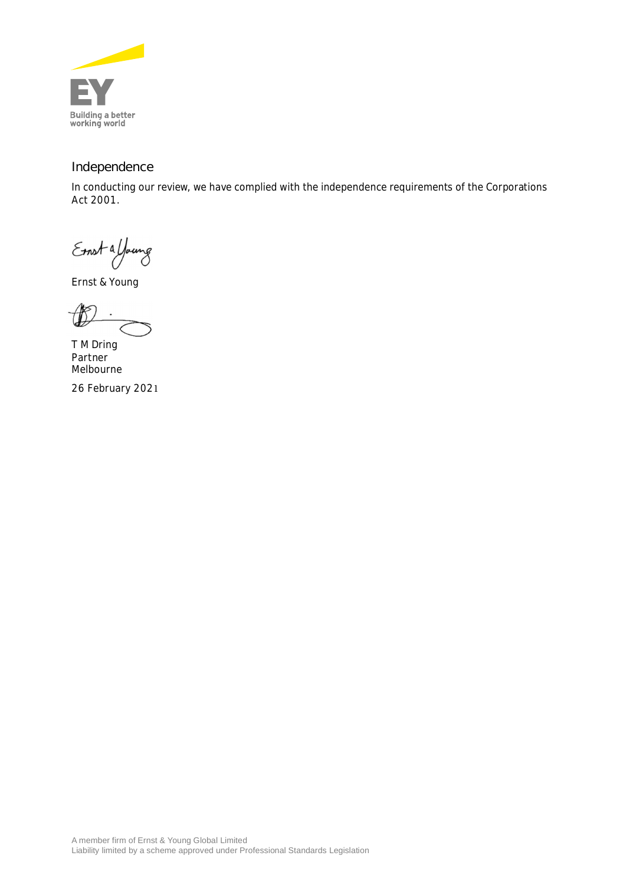## Independence

In conducting our review, we have complied with the independence requirements of the Corporations Act 2001.

Ernst & Young

T M Dring
Partner
Melbourne

26 February 2021

A member firm of Ernst & Young Global Limited
Liability limited by a scheme approved under Professional Standards Legislation